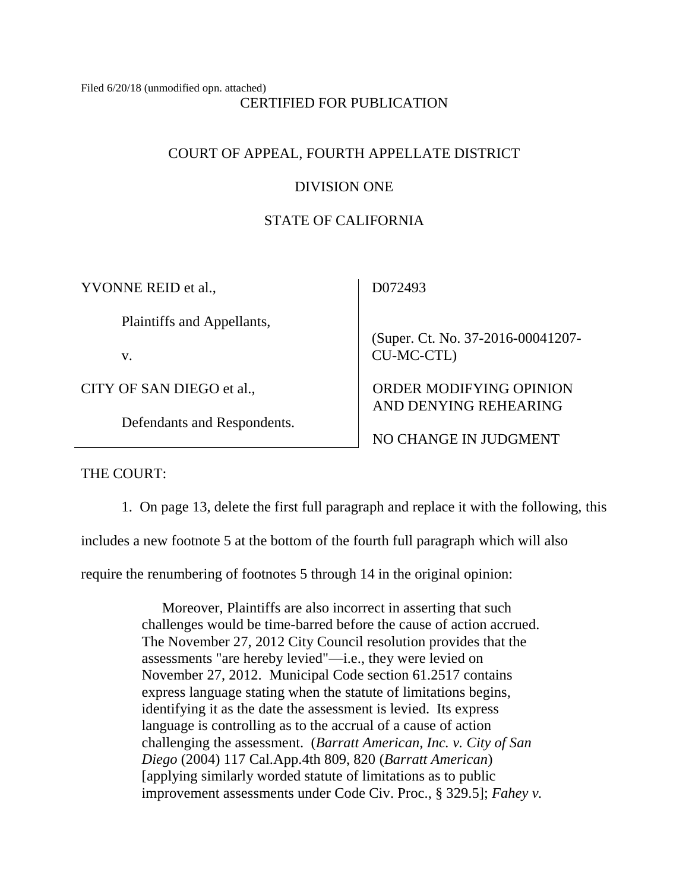Filed 6/20/18 (unmodified opn. attached)

CERTIFIED FOR PUBLICATION

COURT OF APPEAL, FOURTH APPELLATE DISTRICT

DIVISION ONE

STATE OF CALIFORNIA

| | |
|---|---|
| YVONNE REID et al.,<br><br>Plaintiffs and Appellants,<br><br>v.<br><br>CITY OF SAN DIEGO et al.,<br><br>Defendants and Respondents. | D072493<br><br>(Super. Ct. No. 37-2016-00041207-CU-MC-CTL)<br><br>ORDER MODIFYING OPINION AND DENYING REHEARING<br><br>NO CHANGE IN JUDGMENT |

THE COURT:

1. On page 13, delete the first full paragraph and replace it with the following, this includes a new footnote 5 at the bottom of the fourth full paragraph which will also require the renumbering of footnotes 5 through 14 in the original opinion:

> Moreover, Plaintiffs are also incorrect in asserting that such challenges would be time-barred before the cause of action accrued. The November 27, 2012 City Council resolution provides that the assessments "are hereby levied"—i.e., they were levied on November 27, 2012. Municipal Code section 61.2517 contains express language stating when the statute of limitations begins, identifying it as the date the assessment is levied. Its express language is controlling as to the accrual of a cause of action challenging the assessment. (*Barratt American, Inc. v. City of San Diego* (2004) 117 Cal.App.4th 809, 820 (*Barratt American*) [applying similarly worded statute of limitations as to public improvement assessments under Code Civ. Proc., § 329.5]; *Fahey v.*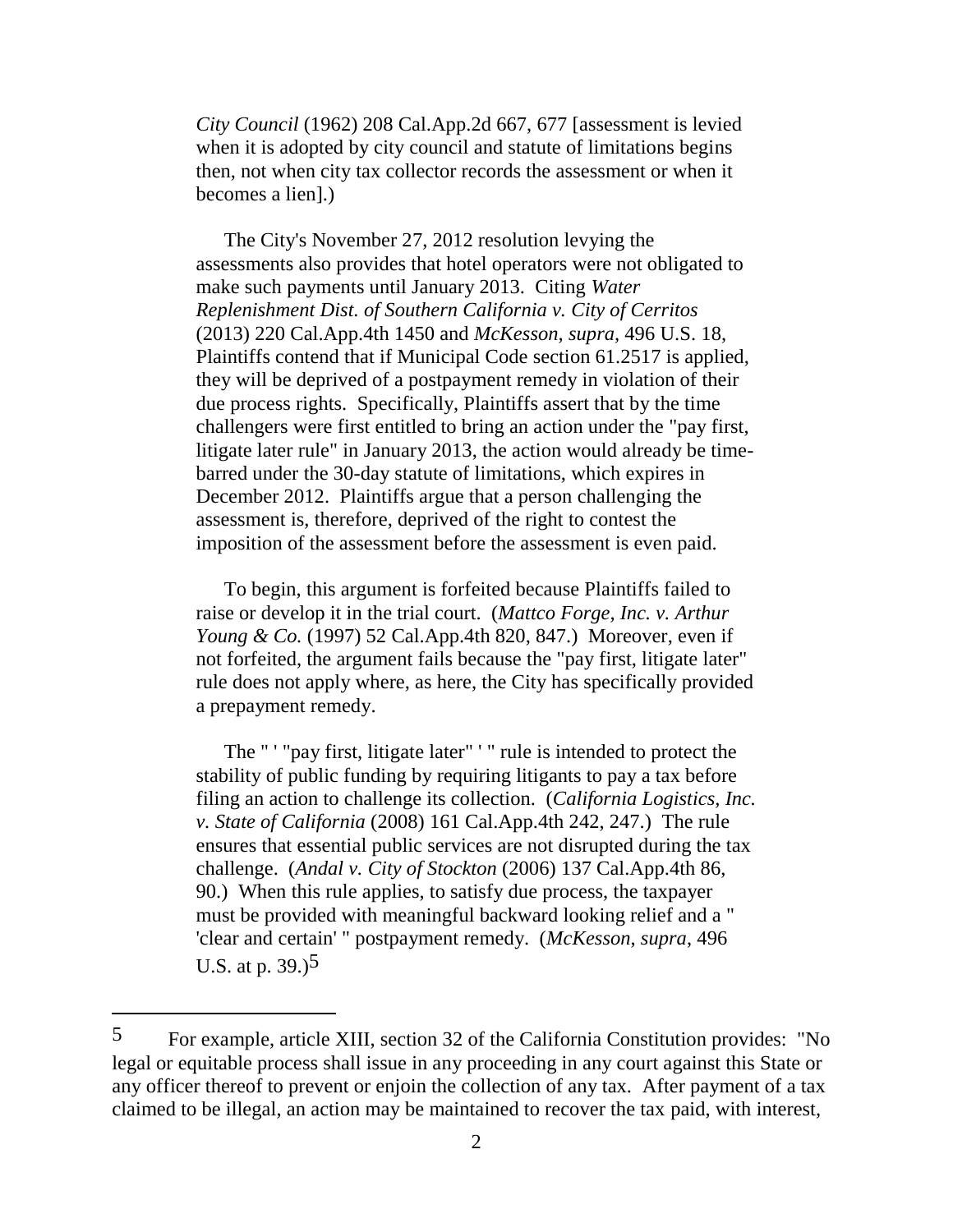*City Council* (1962) 208 Cal.App.2d 667, 677 [assessment is levied when it is adopted by city council and statute of limitations begins then, not when city tax collector records the assessment or when it becomes a lien].)

The City's November 27, 2012 resolution levying the assessments also provides that hotel operators were not obligated to make such payments until January 2013. Citing *Water Replenishment Dist. of Southern California v. City of Cerritos* (2013) 220 Cal.App.4th 1450 and *McKesson*, *supra*, 496 U.S. 18, Plaintiffs contend that if Municipal Code section 61.2517 is applied, they will be deprived of a postpayment remedy in violation of their due process rights. Specifically, Plaintiffs assert that by the time challengers were first entitled to bring an action under the "pay first, litigate later rule" in January 2013, the action would already be time-barred under the 30-day statute of limitations, which expires in December 2012. Plaintiffs argue that a person challenging the assessment is, therefore, deprived of the right to contest the imposition of the assessment before the assessment is even paid.

To begin, this argument is forfeited because Plaintiffs failed to raise or develop it in the trial court. (*Mattco Forge, Inc. v. Arthur Young & Co.* (1997) 52 Cal.App.4th 820, 847.) Moreover, even if not forfeited, the argument fails because the "pay first, litigate later" rule does not apply where, as here, the City has specifically provided a prepayment remedy.

The " ' "pay first, litigate later" ' " rule is intended to protect the stability of public funding by requiring litigants to pay a tax before filing an action to challenge its collection. (*California Logistics, Inc. v. State of California* (2008) 161 Cal.App.4th 242, 247.) The rule ensures that essential public services are not disrupted during the tax challenge. (*Andal v. City of Stockton* (2006) 137 Cal.App.4th 86, 90.) When this rule applies, to satisfy due process, the taxpayer must be provided with meaningful backward looking relief and a " 'clear and certain' " postpayment remedy. (*McKesson*, *supra*, 496 U.S. at p. 39.)[5]

---

[5] For example, article XIII, section 32 of the California Constitution provides: "No legal or equitable process shall issue in any proceeding in any court against this State or any officer thereof to prevent or enjoin the collection of any tax. After payment of a tax claimed to be illegal, an action may be maintained to recover the tax paid, with interest,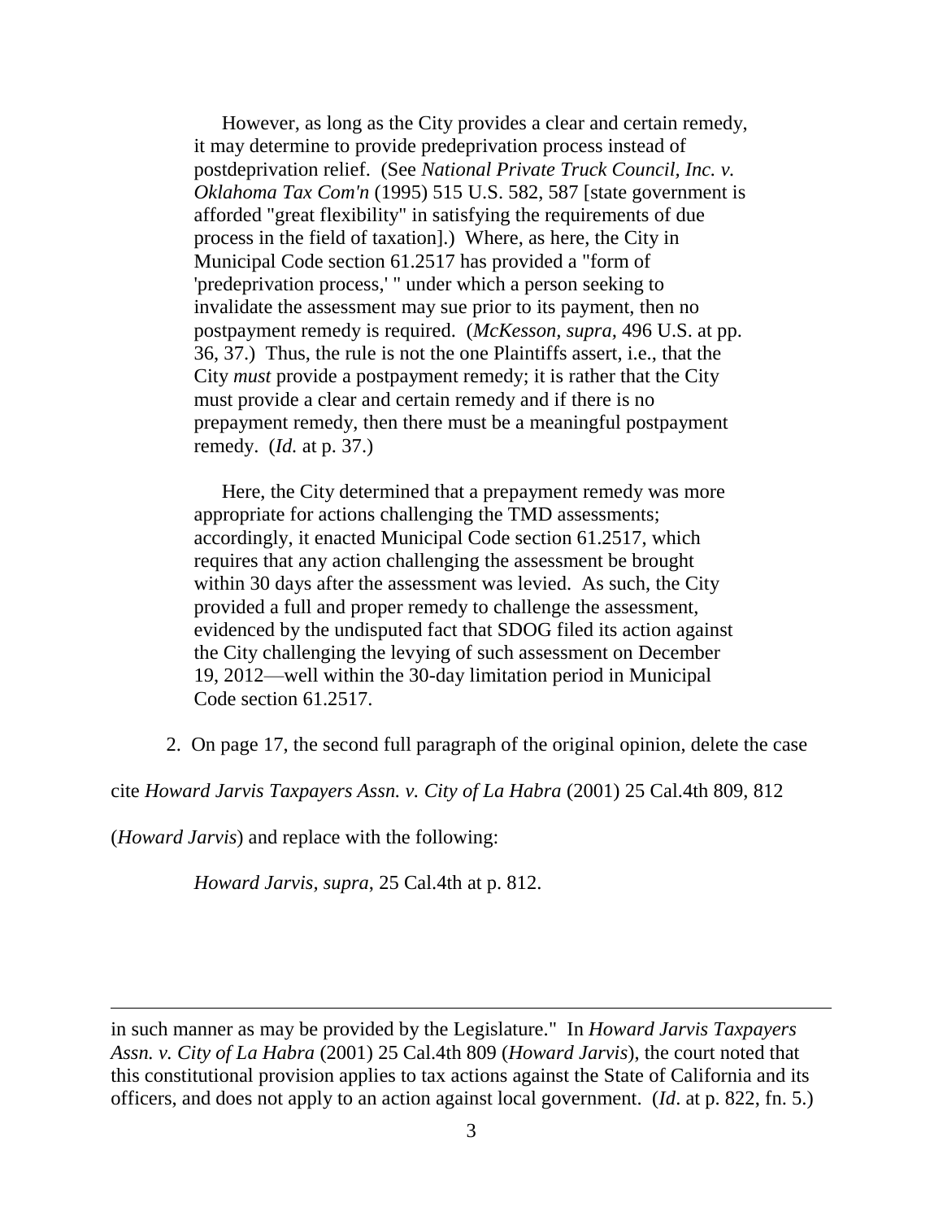However, as long as the City provides a clear and certain remedy, it may determine to provide predeprivation process instead of postdeprivation relief. (See *National Private Truck Council, Inc. v. Oklahoma Tax Com'n* (1995) 515 U.S. 582, 587 [state government is afforded "great flexibility" in satisfying the requirements of due process in the field of taxation].) Where, as here, the City in Municipal Code section 61.2517 has provided a "form of 'predeprivation process,' " under which a person seeking to invalidate the assessment may sue prior to its payment, then no postpayment remedy is required. (*McKesson*, *supra*, 496 U.S. at pp. 36, 37.) Thus, the rule is not the one Plaintiffs assert, i.e., that the City *must* provide a postpayment remedy; it is rather that the City must provide a clear and certain remedy and if there is no prepayment remedy, then there must be a meaningful postpayment remedy. (*Id.* at p. 37.)

Here, the City determined that a prepayment remedy was more appropriate for actions challenging the TMD assessments; accordingly, it enacted Municipal Code section 61.2517, which requires that any action challenging the assessment be brought within 30 days after the assessment was levied. As such, the City provided a full and proper remedy to challenge the assessment, evidenced by the undisputed fact that SDOG filed its action against the City challenging the levying of such assessment on December 19, 2012—well within the 30-day limitation period in Municipal Code section 61.2517.

2. On page 17, the second full paragraph of the original opinion, delete the case cite *Howard Jarvis Taxpayers Assn. v. City of La Habra* (2001) 25 Cal.4th 809, 812 (*Howard Jarvis*) and replace with the following:

*Howard Jarvis*, *supra*, 25 Cal.4th at p. 812.

---

in such manner as may be provided by the Legislature." In *Howard Jarvis Taxpayers Assn. v. City of La Habra* (2001) 25 Cal.4th 809 (*Howard Jarvis*), the court noted that this constitutional provision applies to tax actions against the State of California and its officers, and does not apply to an action against local government. (*Id*. at p. 822, fn. 5.)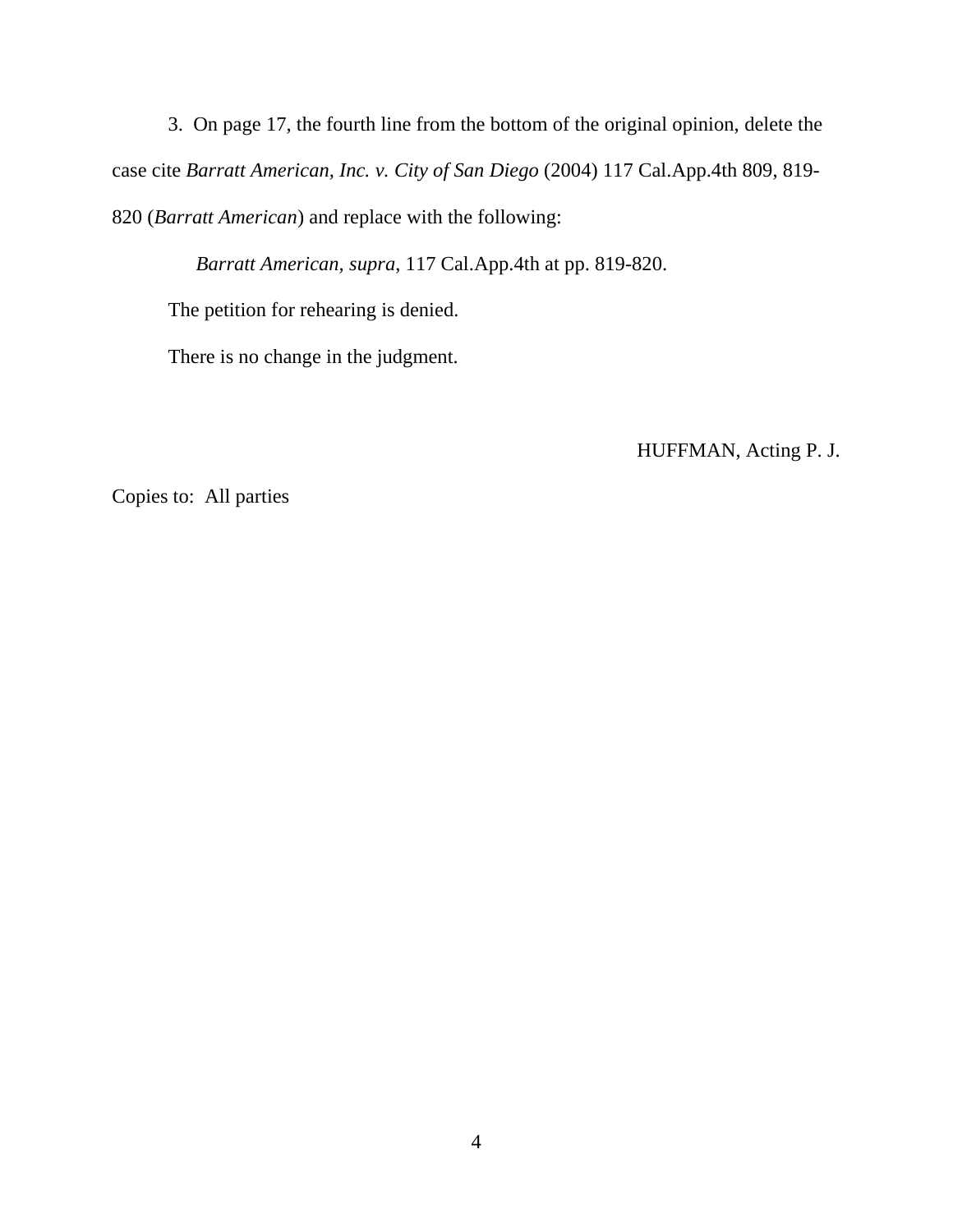3. On page 17, the fourth line from the bottom of the original opinion, delete the case cite *Barratt American, Inc. v. City of San Diego* (2004) 117 Cal.App.4th 809, 819-820 (*Barratt American*) and replace with the following:

> *Barratt American, supra*, 117 Cal.App.4th at pp. 819-820.

The petition for rehearing is denied.

There is no change in the judgment.

HUFFMAN, Acting P. J.

Copies to: All parties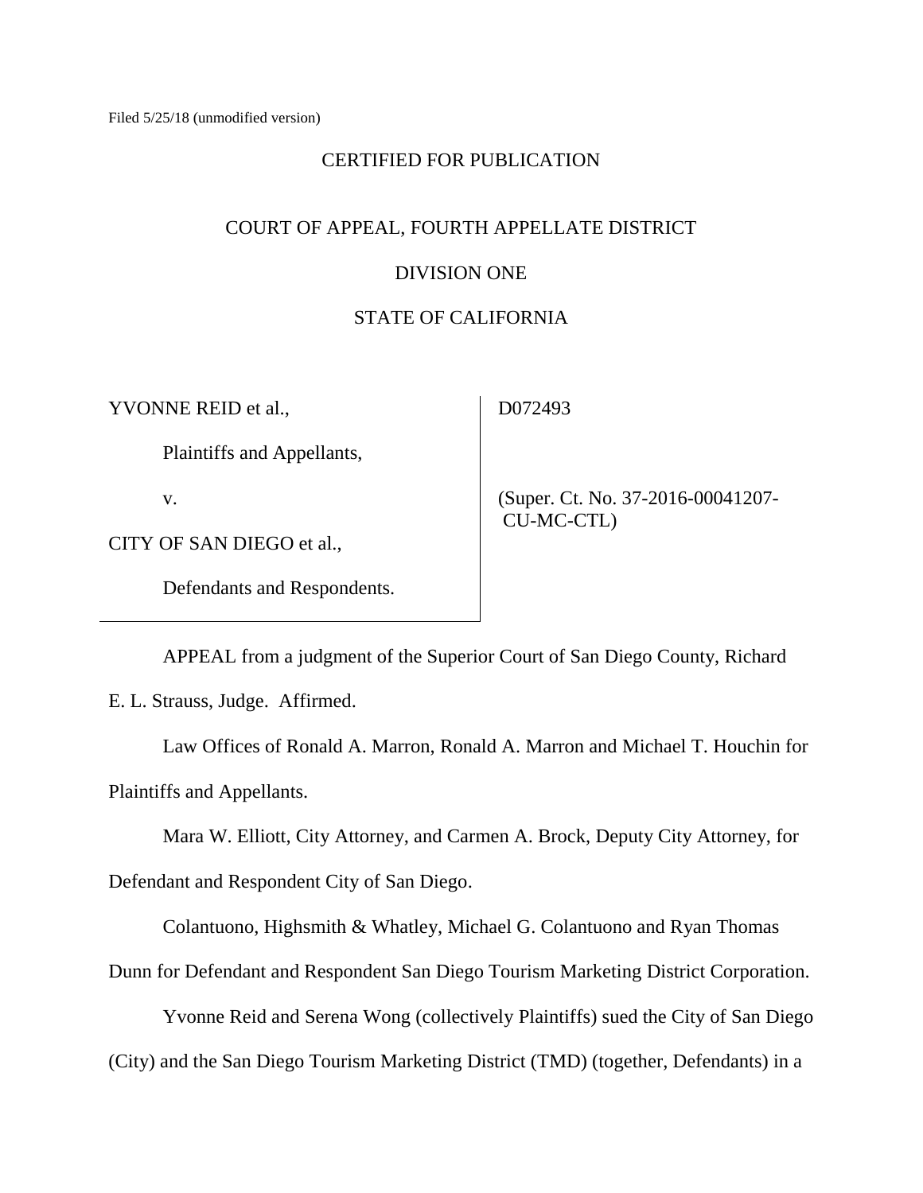Filed 5/25/18 (unmodified version)

CERTIFIED FOR PUBLICATION

COURT OF APPEAL, FOURTH APPELLATE DISTRICT

DIVISION ONE

STATE OF CALIFORNIA

| | |
|---|---|
| YVONNE REID et al.,<br><br>Plaintiffs and Appellants,<br><br>v.<br><br>CITY OF SAN DIEGO et al.,<br><br>Defendants and Respondents. | D072493<br><br>(Super. Ct. No. 37-2016-00041207-CU-MC-CTL) |

APPEAL from a judgment of the Superior Court of San Diego County, Richard E. L. Strauss, Judge. Affirmed.

Law Offices of Ronald A. Marron, Ronald A. Marron and Michael T. Houchin for Plaintiffs and Appellants.

Mara W. Elliott, City Attorney, and Carmen A. Brock, Deputy City Attorney, for Defendant and Respondent City of San Diego.

Colantuono, Highsmith & Whatley, Michael G. Colantuono and Ryan Thomas Dunn for Defendant and Respondent San Diego Tourism Marketing District Corporation.

Yvonne Reid and Serena Wong (collectively Plaintiffs) sued the City of San Diego (City) and the San Diego Tourism Marketing District (TMD) (together, Defendants) in a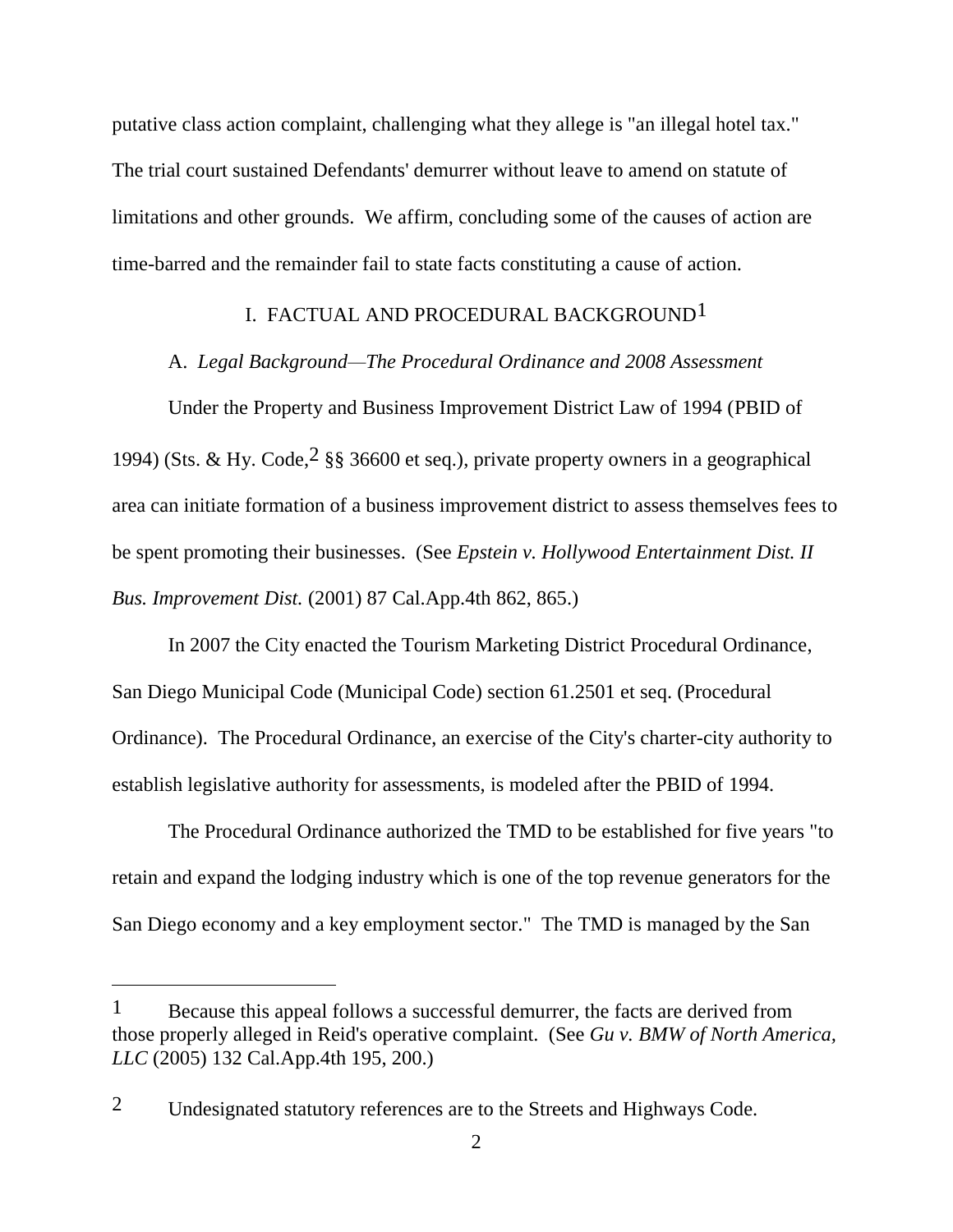putative class action complaint, challenging what they allege is "an illegal hotel tax." The trial court sustained Defendants' demurrer without leave to amend on statute of limitations and other grounds. We affirm, concluding some of the causes of action are time-barred and the remainder fail to state facts constituting a cause of action.

## I. FACTUAL AND PROCEDURAL BACKGROUND[1]

A. *Legal Background—The Procedural Ordinance and 2008 Assessment*

Under the Property and Business Improvement District Law of 1994 (PBID of 1994) (Sts. & Hy. Code,[2] §§ 36600 et seq.), private property owners in a geographical area can initiate formation of a business improvement district to assess themselves fees to be spent promoting their businesses. (See *Epstein v. Hollywood Entertainment Dist. II Bus. Improvement Dist.* (2001) 87 Cal.App.4th 862, 865.)

In 2007 the City enacted the Tourism Marketing District Procedural Ordinance, San Diego Municipal Code (Municipal Code) section 61.2501 et seq. (Procedural Ordinance). The Procedural Ordinance, an exercise of the City's charter-city authority to establish legislative authority for assessments, is modeled after the PBID of 1994.

The Procedural Ordinance authorized the TMD to be established for five years "to retain and expand the lodging industry which is one of the top revenue generators for the San Diego economy and a key employment sector." The TMD is managed by the San

---

[1] Because this appeal follows a successful demurrer, the facts are derived from those properly alleged in Reid's operative complaint. (See *Gu v. BMW of North America, LLC* (2005) 132 Cal.App.4th 195, 200.)

[2] Undesignated statutory references are to the Streets and Highways Code.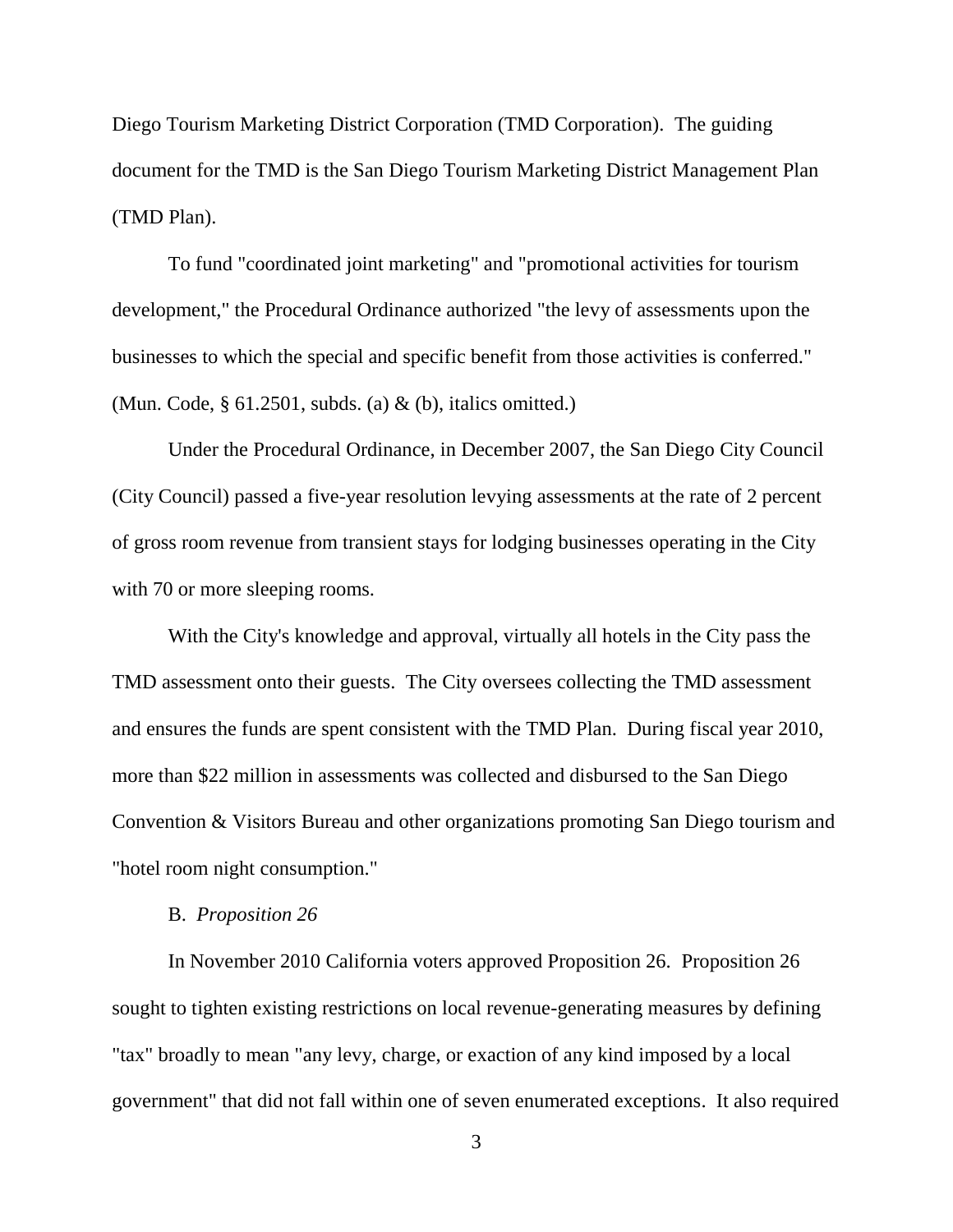Diego Tourism Marketing District Corporation (TMD Corporation). The guiding document for the TMD is the San Diego Tourism Marketing District Management Plan (TMD Plan).

To fund "coordinated joint marketing" and "promotional activities for tourism development," the Procedural Ordinance authorized "the levy of assessments upon the businesses to which the special and specific benefit from those activities is conferred." (Mun. Code, § 61.2501, subds. (a) & (b), italics omitted.)

Under the Procedural Ordinance, in December 2007, the San Diego City Council (City Council) passed a five-year resolution levying assessments at the rate of 2 percent of gross room revenue from transient stays for lodging businesses operating in the City with 70 or more sleeping rooms.

With the City's knowledge and approval, virtually all hotels in the City pass the TMD assessment onto their guests. The City oversees collecting the TMD assessment and ensures the funds are spent consistent with the TMD Plan. During fiscal year 2010, more than $22 million in assessments was collected and disbursed to the San Diego Convention & Visitors Bureau and other organizations promoting San Diego tourism and "hotel room night consumption."

B. *Proposition 26*

In November 2010 California voters approved Proposition 26. Proposition 26 sought to tighten existing restrictions on local revenue-generating measures by defining "tax" broadly to mean "any levy, charge, or exaction of any kind imposed by a local government" that did not fall within one of seven enumerated exceptions. It also required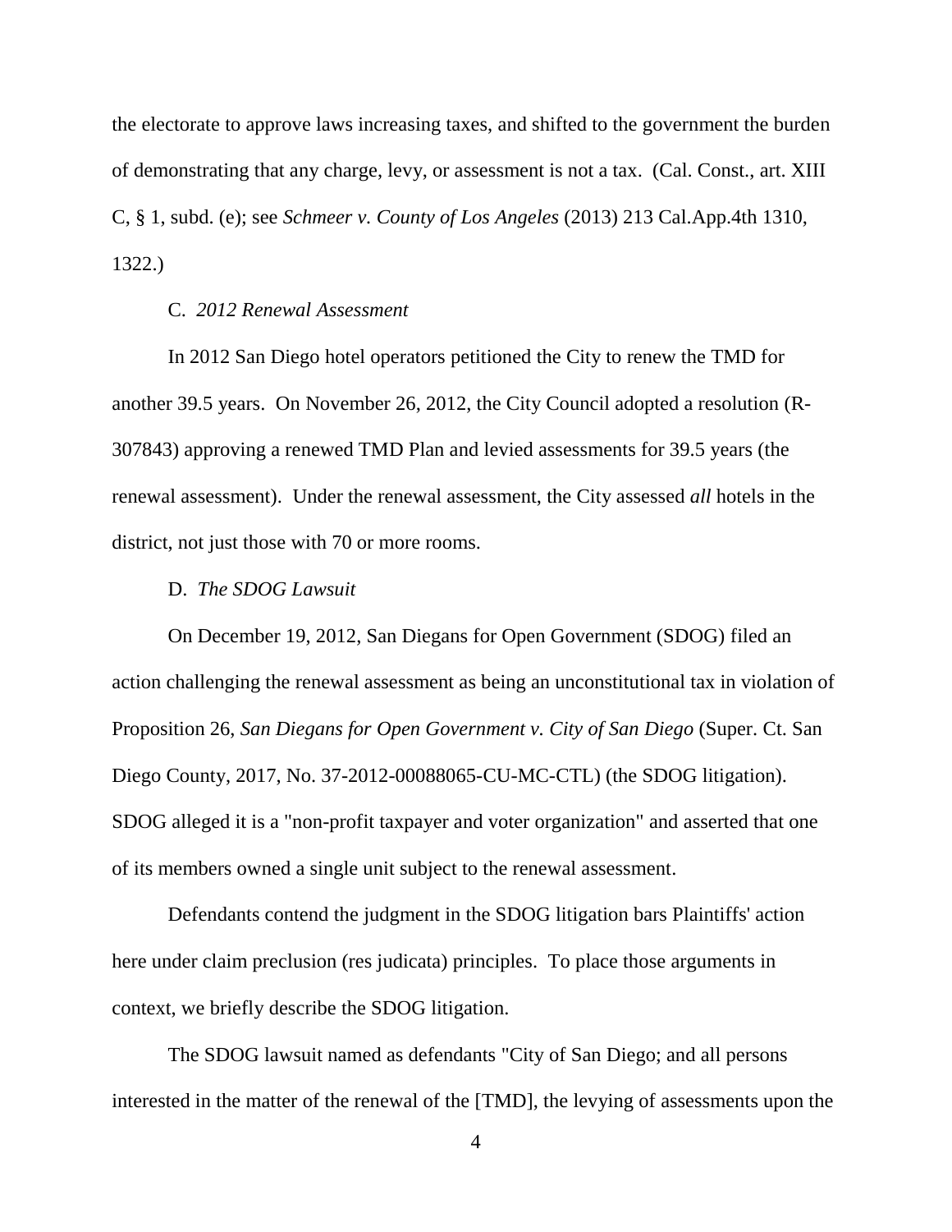the electorate to approve laws increasing taxes, and shifted to the government the burden of demonstrating that any charge, levy, or assessment is not a tax. (Cal. Const., art. XIII C, § 1, subd. (e); see *Schmeer v. County of Los Angeles* (2013) 213 Cal.App.4th 1310, 1322.)

C. *2012 Renewal Assessment*

In 2012 San Diego hotel operators petitioned the City to renew the TMD for another 39.5 years. On November 26, 2012, the City Council adopted a resolution (R-307843) approving a renewed TMD Plan and levied assessments for 39.5 years (the renewal assessment). Under the renewal assessment, the City assessed *all* hotels in the district, not just those with 70 or more rooms.

D. *The SDOG Lawsuit*

On December 19, 2012, San Diegans for Open Government (SDOG) filed an action challenging the renewal assessment as being an unconstitutional tax in violation of Proposition 26, *San Diegans for Open Government v. City of San Diego* (Super. Ct. San Diego County, 2017, No. 37-2012-00088065-CU-MC-CTL) (the SDOG litigation). SDOG alleged it is a "non-profit taxpayer and voter organization" and asserted that one of its members owned a single unit subject to the renewal assessment.

Defendants contend the judgment in the SDOG litigation bars Plaintiffs' action here under claim preclusion (res judicata) principles. To place those arguments in context, we briefly describe the SDOG litigation.

The SDOG lawsuit named as defendants "City of San Diego; and all persons interested in the matter of the renewal of the [TMD], the levying of assessments upon the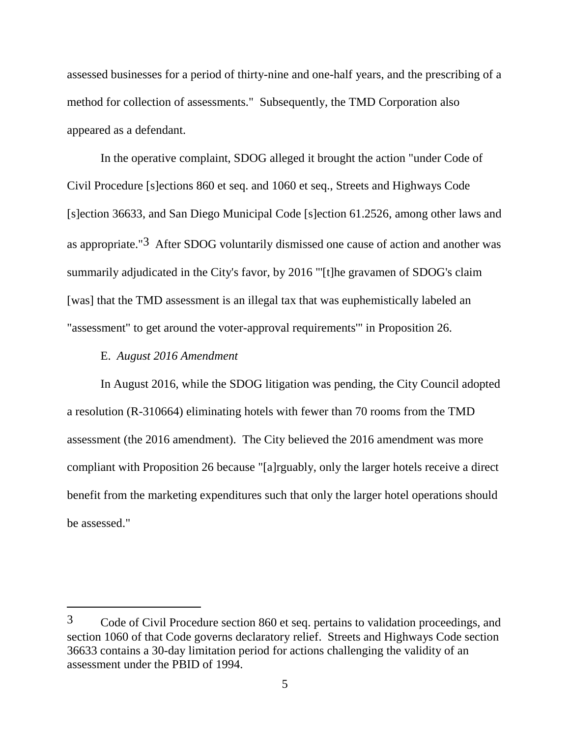assessed businesses for a period of thirty-nine and one-half years, and the prescribing of a method for collection of assessments." Subsequently, the TMD Corporation also appeared as a defendant.

In the operative complaint, SDOG alleged it brought the action "under Code of Civil Procedure [s]ections 860 et seq. and 1060 et seq., Streets and Highways Code [s]ection 36633, and San Diego Municipal Code [s]ection 61.2526, among other laws and as appropriate."[3] After SDOG voluntarily dismissed one cause of action and another was summarily adjudicated in the City's favor, by 2016 "'[t]he gravamen of SDOG's claim [was] that the TMD assessment is an illegal tax that was euphemistically labeled an "assessment" to get around the voter-approval requirements'" in Proposition 26.

E. *August 2016 Amendment*

In August 2016, while the SDOG litigation was pending, the City Council adopted a resolution (R-310664) eliminating hotels with fewer than 70 rooms from the TMD assessment (the 2016 amendment). The City believed the 2016 amendment was more compliant with Proposition 26 because "[a]rguably, only the larger hotels receive a direct benefit from the marketing expenditures such that only the larger hotel operations should be assessed."

---

[3] Code of Civil Procedure section 860 et seq. pertains to validation proceedings, and section 1060 of that Code governs declaratory relief. Streets and Highways Code section 36633 contains a 30-day limitation period for actions challenging the validity of an assessment under the PBID of 1994.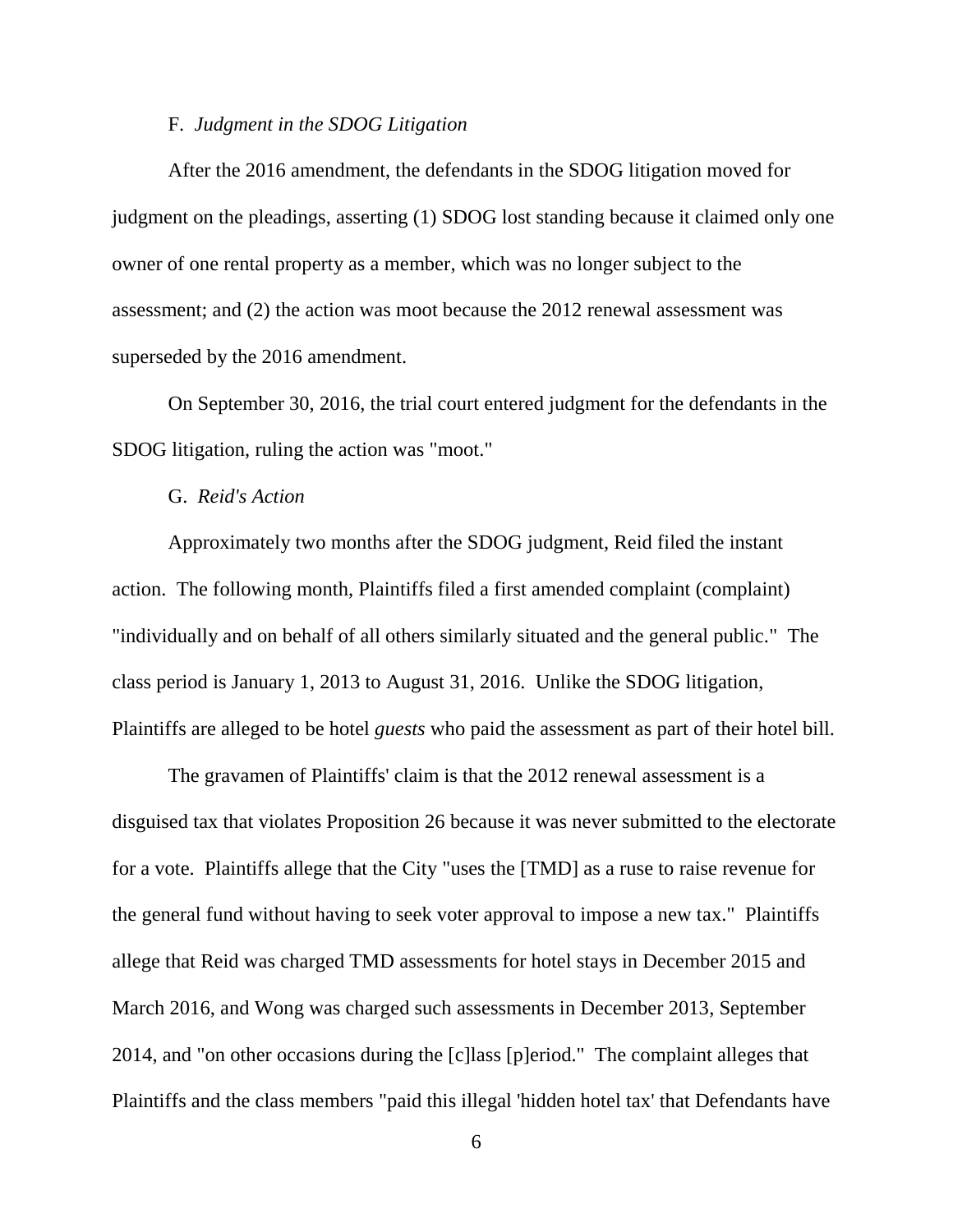F. *Judgment in the SDOG Litigation*

After the 2016 amendment, the defendants in the SDOG litigation moved for judgment on the pleadings, asserting (1) SDOG lost standing because it claimed only one owner of one rental property as a member, which was no longer subject to the assessment; and (2) the action was moot because the 2012 renewal assessment was superseded by the 2016 amendment.

On September 30, 2016, the trial court entered judgment for the defendants in the SDOG litigation, ruling the action was "moot."

G. *Reid's Action*

Approximately two months after the SDOG judgment, Reid filed the instant action. The following month, Plaintiffs filed a first amended complaint (complaint) "individually and on behalf of all others similarly situated and the general public." The class period is January 1, 2013 to August 31, 2016. Unlike the SDOG litigation, Plaintiffs are alleged to be hotel *guests* who paid the assessment as part of their hotel bill.

The gravamen of Plaintiffs' claim is that the 2012 renewal assessment is a disguised tax that violates Proposition 26 because it was never submitted to the electorate for a vote. Plaintiffs allege that the City "uses the [TMD] as a ruse to raise revenue for the general fund without having to seek voter approval to impose a new tax." Plaintiffs allege that Reid was charged TMD assessments for hotel stays in December 2015 and March 2016, and Wong was charged such assessments in December 2013, September 2014, and "on other occasions during the [c]lass [p]eriod." The complaint alleges that Plaintiffs and the class members "paid this illegal 'hidden hotel tax' that Defendants have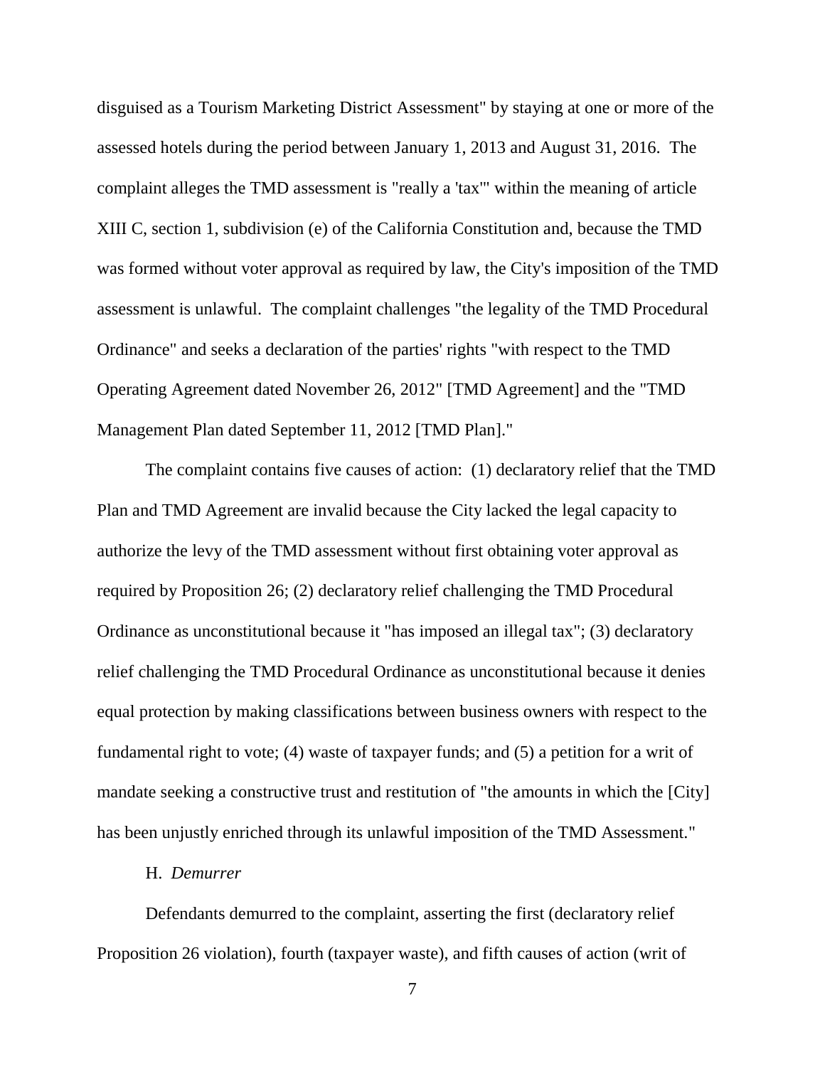disguised as a Tourism Marketing District Assessment" by staying at one or more of the assessed hotels during the period between January 1, 2013 and August 31, 2016. The complaint alleges the TMD assessment is "really a 'tax'" within the meaning of article XIII C, section 1, subdivision (e) of the California Constitution and, because the TMD was formed without voter approval as required by law, the City's imposition of the TMD assessment is unlawful. The complaint challenges "the legality of the TMD Procedural Ordinance" and seeks a declaration of the parties' rights "with respect to the TMD Operating Agreement dated November 26, 2012" [TMD Agreement] and the "TMD Management Plan dated September 11, 2012 [TMD Plan]."

The complaint contains five causes of action: (1) declaratory relief that the TMD Plan and TMD Agreement are invalid because the City lacked the legal capacity to authorize the levy of the TMD assessment without first obtaining voter approval as required by Proposition 26; (2) declaratory relief challenging the TMD Procedural Ordinance as unconstitutional because it "has imposed an illegal tax"; (3) declaratory relief challenging the TMD Procedural Ordinance as unconstitutional because it denies equal protection by making classifications between business owners with respect to the fundamental right to vote; (4) waste of taxpayer funds; and (5) a petition for a writ of mandate seeking a constructive trust and restitution of "the amounts in which the [City] has been unjustly enriched through its unlawful imposition of the TMD Assessment."

H. *Demurrer*

Defendants demurred to the complaint, asserting the first (declaratory relief Proposition 26 violation), fourth (taxpayer waste), and fifth causes of action (writ of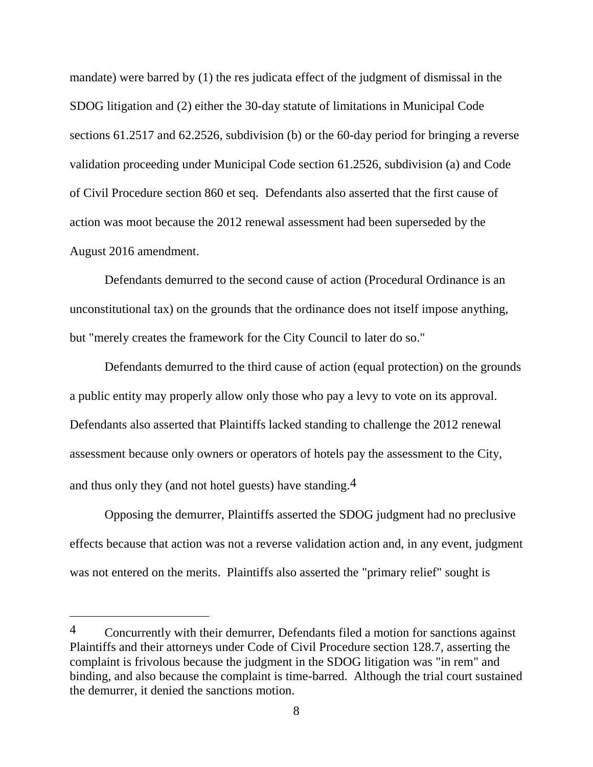mandate) were barred by (1) the res judicata effect of the judgment of dismissal in the SDOG litigation and (2) either the 30-day statute of limitations in Municipal Code sections 61.2517 and 62.2526, subdivision (b) or the 60-day period for bringing a reverse validation proceeding under Municipal Code section 61.2526, subdivision (a) and Code of Civil Procedure section 860 et seq. Defendants also asserted that the first cause of action was moot because the 2012 renewal assessment had been superseded by the August 2016 amendment.

Defendants demurred to the second cause of action (Procedural Ordinance is an unconstitutional tax) on the grounds that the ordinance does not itself impose anything, but "merely creates the framework for the City Council to later do so."

Defendants demurred to the third cause of action (equal protection) on the grounds a public entity may properly allow only those who pay a levy to vote on its approval. Defendants also asserted that Plaintiffs lacked standing to challenge the 2012 renewal assessment because only owners or operators of hotels pay the assessment to the City, and thus only they (and not hotel guests) have standing.[4]

Opposing the demurrer, Plaintiffs asserted the SDOG judgment had no preclusive effects because that action was not a reverse validation action and, in any event, judgment was not entered on the merits. Plaintiffs also asserted the "primary relief" sought is

---

[4] Concurrently with their demurrer, Defendants filed a motion for sanctions against Plaintiffs and their attorneys under Code of Civil Procedure section 128.7, asserting the complaint is frivolous because the judgment in the SDOG litigation was "in rem" and binding, and also because the complaint is time-barred. Although the trial court sustained the demurrer, it denied the sanctions motion.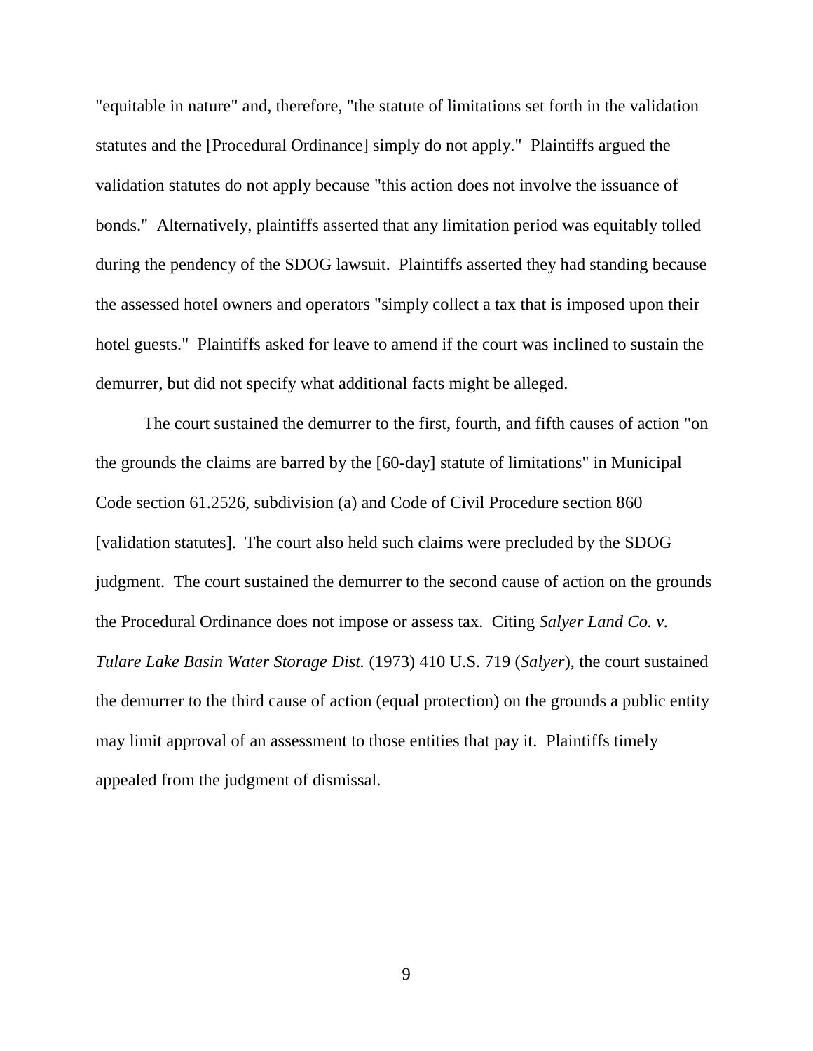"equitable in nature" and, therefore, "the statute of limitations set forth in the validation statutes and the [Procedural Ordinance] simply do not apply." Plaintiffs argued the validation statutes do not apply because "this action does not involve the issuance of bonds." Alternatively, plaintiffs asserted that any limitation period was equitably tolled during the pendency of the SDOG lawsuit. Plaintiffs asserted they had standing because the assessed hotel owners and operators "simply collect a tax that is imposed upon their hotel guests." Plaintiffs asked for leave to amend if the court was inclined to sustain the demurrer, but did not specify what additional facts might be alleged.

The court sustained the demurrer to the first, fourth, and fifth causes of action "on the grounds the claims are barred by the [60-day] statute of limitations" in Municipal Code section 61.2526, subdivision (a) and Code of Civil Procedure section 860 [validation statutes]. The court also held such claims were precluded by the SDOG judgment. The court sustained the demurrer to the second cause of action on the grounds the Procedural Ordinance does not impose or assess tax. Citing *Salyer Land Co. v. Tulare Lake Basin Water Storage Dist.* (1973) 410 U.S. 719 (*Salyer*), the court sustained the demurrer to the third cause of action (equal protection) on the grounds a public entity may limit approval of an assessment to those entities that pay it. Plaintiffs timely appealed from the judgment of dismissal.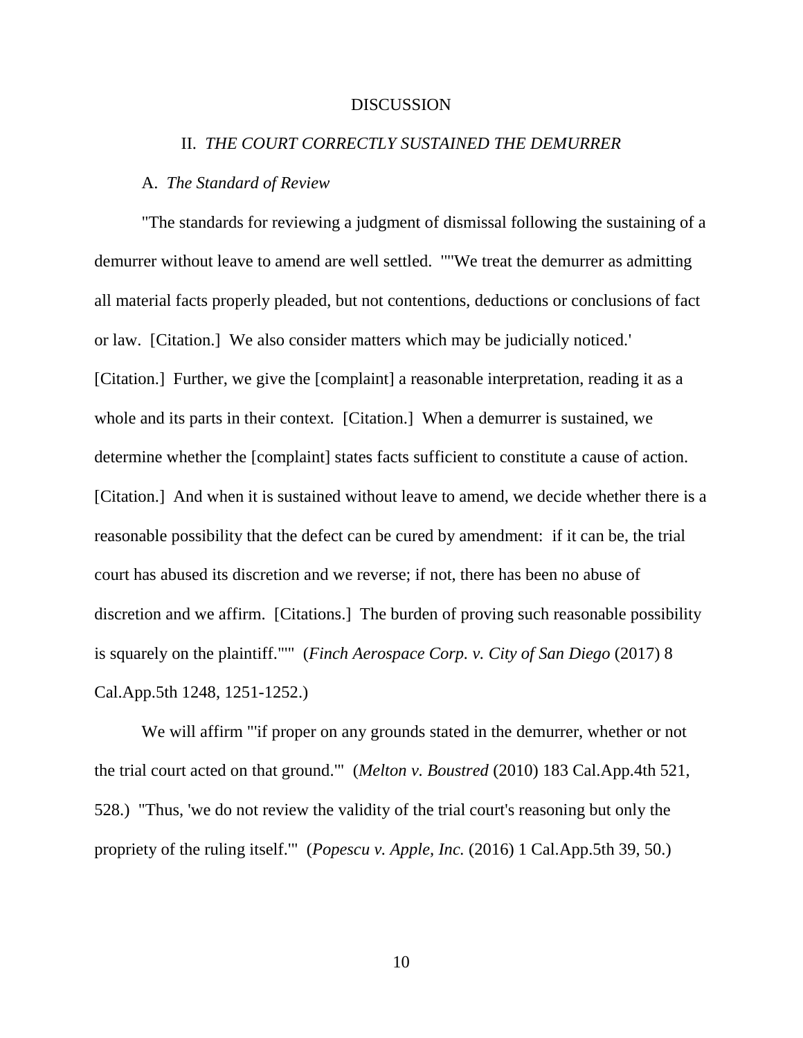# DISCUSSION

## II. *THE COURT CORRECTLY SUSTAINED THE DEMURRER*

### A. *The Standard of Review*

"The standards for reviewing a judgment of dismissal following the sustaining of a demurrer without leave to amend are well settled. ""We treat the demurrer as admitting all material facts properly pleaded, but not contentions, deductions or conclusions of fact or law. [Citation.] We also consider matters which may be judicially noticed.' [Citation.] Further, we give the [complaint] a reasonable interpretation, reading it as a whole and its parts in their context. [Citation.] When a demurrer is sustained, we determine whether the [complaint] states facts sufficient to constitute a cause of action. [Citation.] And when it is sustained without leave to amend, we decide whether there is a reasonable possibility that the defect can be cured by amendment: if it can be, the trial court has abused its discretion and we reverse; if not, there has been no abuse of discretion and we affirm. [Citations.] The burden of proving such reasonable possibility is squarely on the plaintiff."'" (*Finch Aerospace Corp. v. City of San Diego* (2017) 8 Cal.App.5th 1248, 1251-1252.)

We will affirm "'if proper on any grounds stated in the demurrer, whether or not the trial court acted on that ground.'" (*Melton v. Boustred* (2010) 183 Cal.App.4th 521, 528.) "Thus, 'we do not review the validity of the trial court's reasoning but only the propriety of the ruling itself.'" (*Popescu v. Apple, Inc.* (2016) 1 Cal.App.5th 39, 50.)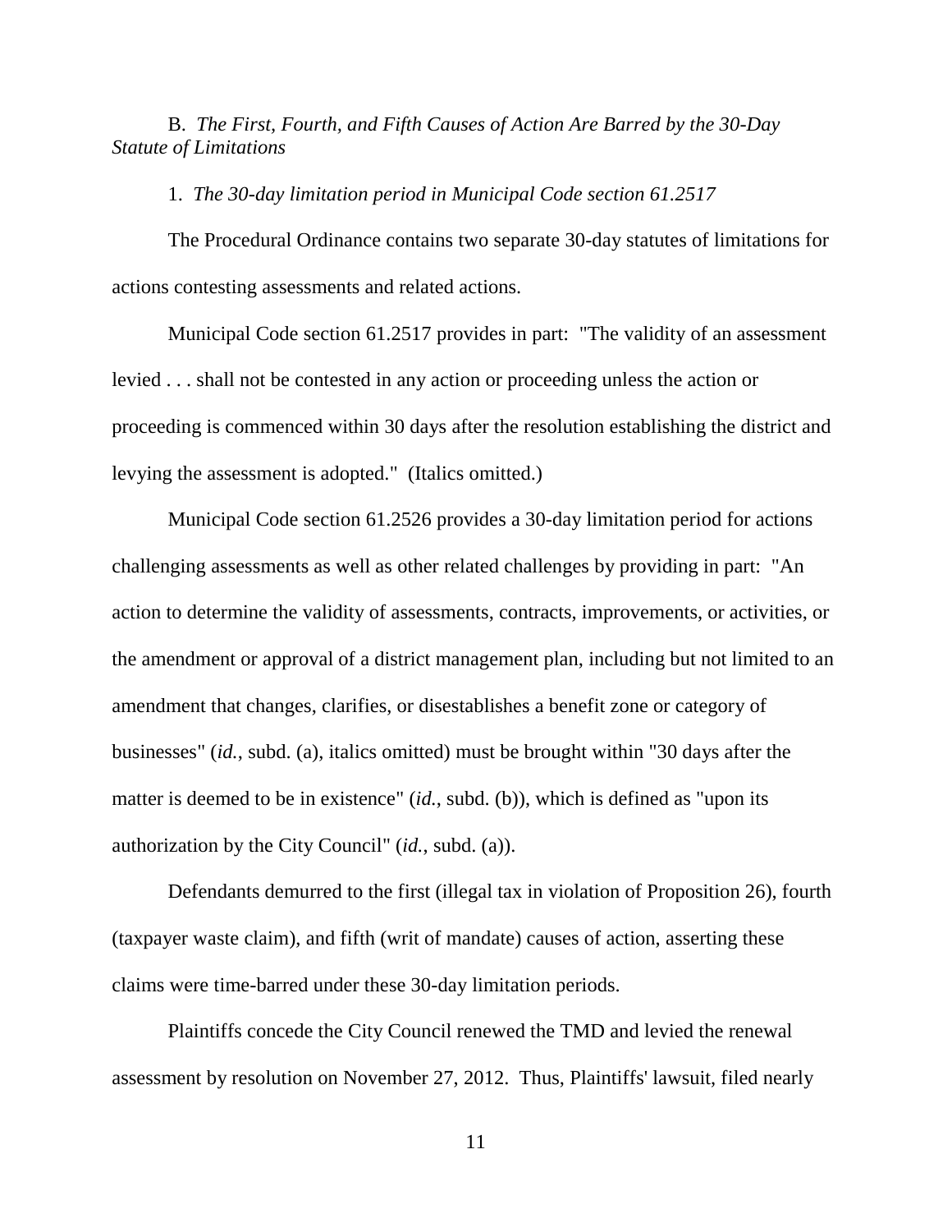B. *The First, Fourth, and Fifth Causes of Action Are Barred by the 30-Day Statute of Limitations*

1. *The 30-day limitation period in Municipal Code section 61.2517*

The Procedural Ordinance contains two separate 30-day statutes of limitations for actions contesting assessments and related actions.

Municipal Code section 61.2517 provides in part: "The validity of an assessment levied . . . shall not be contested in any action or proceeding unless the action or proceeding is commenced within 30 days after the resolution establishing the district and levying the assessment is adopted." (Italics omitted.)

Municipal Code section 61.2526 provides a 30-day limitation period for actions challenging assessments as well as other related challenges by providing in part: "An action to determine the validity of assessments, contracts, improvements, or activities, or the amendment or approval of a district management plan, including but not limited to an amendment that changes, clarifies, or disestablishes a benefit zone or category of businesses" (*id.*, subd. (a), italics omitted) must be brought within "30 days after the matter is deemed to be in existence" (*id.*, subd. (b)), which is defined as "upon its authorization by the City Council" (*id.*, subd. (a)).

Defendants demurred to the first (illegal tax in violation of Proposition 26), fourth (taxpayer waste claim), and fifth (writ of mandate) causes of action, asserting these claims were time-barred under these 30-day limitation periods.

Plaintiffs concede the City Council renewed the TMD and levied the renewal assessment by resolution on November 27, 2012. Thus, Plaintiffs' lawsuit, filed nearly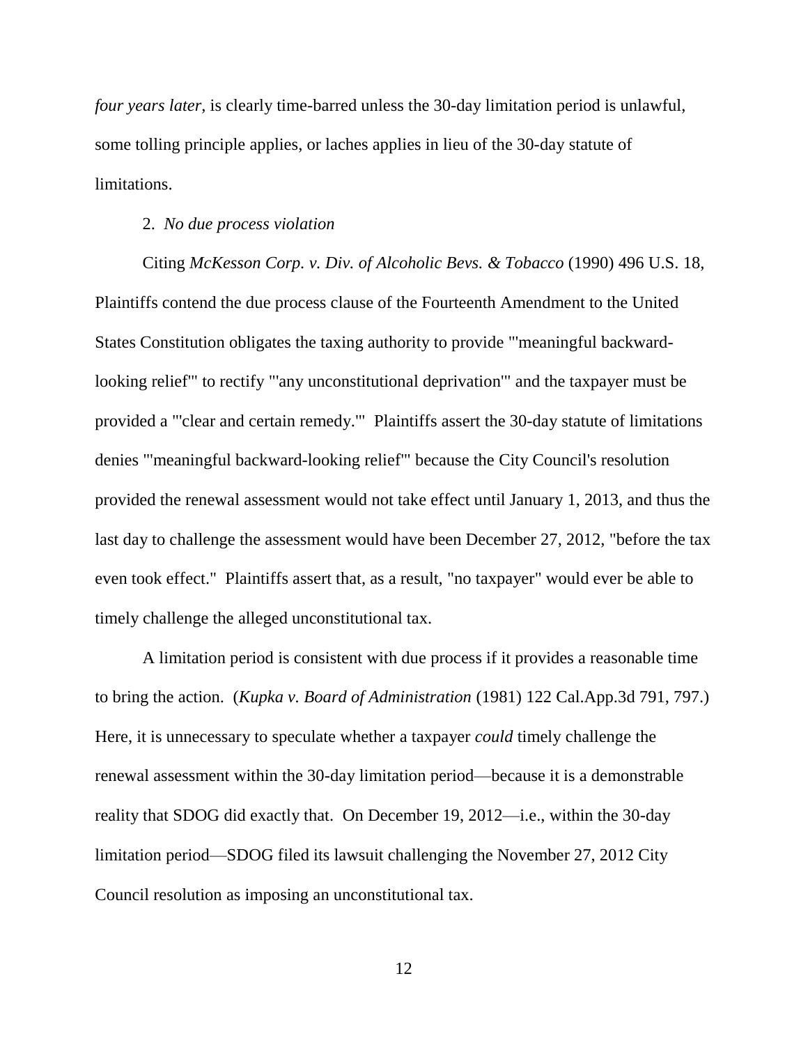*four years later*, is clearly time-barred unless the 30-day limitation period is unlawful, some tolling principle applies, or laches applies in lieu of the 30-day statute of limitations.

2. *No due process violation*

Citing *McKesson Corp. v. Div. of Alcoholic Bevs. & Tobacco* (1990) 496 U.S. 18, Plaintiffs contend the due process clause of the Fourteenth Amendment to the United States Constitution obligates the taxing authority to provide "'meaningful backward-looking relief'" to rectify "'any unconstitutional deprivation'" and the taxpayer must be provided a "'clear and certain remedy.'" Plaintiffs assert the 30-day statute of limitations denies "'meaningful backward-looking relief'" because the City Council's resolution provided the renewal assessment would not take effect until January 1, 2013, and thus the last day to challenge the assessment would have been December 27, 2012, "before the tax even took effect." Plaintiffs assert that, as a result, "no taxpayer" would ever be able to timely challenge the alleged unconstitutional tax.

A limitation period is consistent with due process if it provides a reasonable time to bring the action. (*Kupka v. Board of Administration* (1981) 122 Cal.App.3d 791, 797.) Here, it is unnecessary to speculate whether a taxpayer *could* timely challenge the renewal assessment within the 30-day limitation period—because it is a demonstrable reality that SDOG did exactly that. On December 19, 2012—i.e., within the 30-day limitation period—SDOG filed its lawsuit challenging the November 27, 2012 City Council resolution as imposing an unconstitutional tax.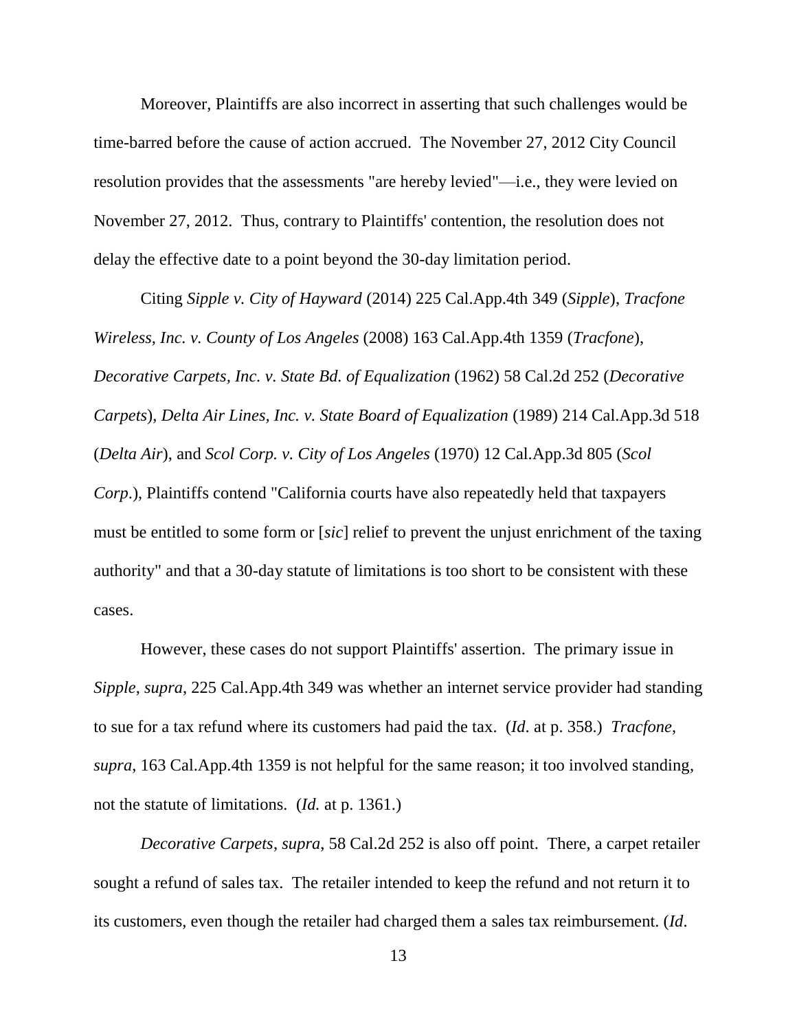Moreover, Plaintiffs are also incorrect in asserting that such challenges would be time-barred before the cause of action accrued. The November 27, 2012 City Council resolution provides that the assessments "are hereby levied"—i.e., they were levied on November 27, 2012. Thus, contrary to Plaintiffs' contention, the resolution does not delay the effective date to a point beyond the 30-day limitation period.

Citing *Sipple v. City of Hayward* (2014) 225 Cal.App.4th 349 (*Sipple*), *Tracfone Wireless, Inc. v. County of Los Angeles* (2008) 163 Cal.App.4th 1359 (*Tracfone*), *Decorative Carpets, Inc. v. State Bd. of Equalization* (1962) 58 Cal.2d 252 (*Decorative Carpets*), *Delta Air Lines, Inc. v. State Board of Equalization* (1989) 214 Cal.App.3d 518 (*Delta Air*), and *Scol Corp. v. City of Los Angeles* (1970) 12 Cal.App.3d 805 (*Scol Corp.*), Plaintiffs contend "California courts have also repeatedly held that taxpayers must be entitled to some form or [*sic*] relief to prevent the unjust enrichment of the taxing authority" and that a 30-day statute of limitations is too short to be consistent with these cases.

However, these cases do not support Plaintiffs' assertion. The primary issue in *Sipple*, *supra*, 225 Cal.App.4th 349 was whether an internet service provider had standing to sue for a tax refund where its customers had paid the tax. (*Id*. at p. 358.) *Tracfone*, *supra*, 163 Cal.App.4th 1359 is not helpful for the same reason; it too involved standing, not the statute of limitations. (*Id.* at p. 1361.)

*Decorative Carpets*, *supra*, 58 Cal.2d 252 is also off point. There, a carpet retailer sought a refund of sales tax. The retailer intended to keep the refund and not return it to its customers, even though the retailer had charged them a sales tax reimbursement. (*Id*.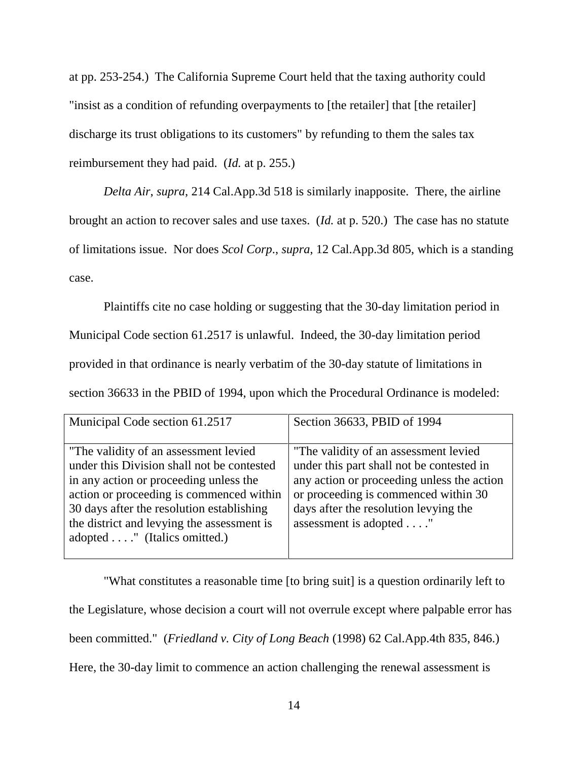at pp. 253-254.) The California Supreme Court held that the taxing authority could "insist as a condition of refunding overpayments to [the retailer] that [the retailer] discharge its trust obligations to its customers" by refunding to them the sales tax reimbursement they had paid. (*Id.* at p. 255.)

*Delta Air*, *supra*, 214 Cal.App.3d 518 is similarly inapposite. There, the airline brought an action to recover sales and use taxes. (*Id.* at p. 520.) The case has no statute of limitations issue. Nor does *Scol Corp*., *supra*, 12 Cal.App.3d 805, which is a standing case.

Plaintiffs cite no case holding or suggesting that the 30-day limitation period in Municipal Code section 61.2517 is unlawful. Indeed, the 30-day limitation period provided in that ordinance is nearly verbatim of the 30-day statute of limitations in section 36633 in the PBID of 1994, upon which the Procedural Ordinance is modeled:

| Municipal Code section 61.2517 | Section 36633, PBID of 1994 |
|---|---|
| "The validity of an assessment levied under this Division shall not be contested in any action or proceeding unless the action or proceeding is commenced within 30 days after the resolution establishing the district and levying the assessment is adopted . . . ." (Italics omitted.) | "The validity of an assessment levied under this part shall not be contested in any action or proceeding unless the action or proceeding is commenced within 30 days after the resolution levying the assessment is adopted . . . ." |

"What constitutes a reasonable time [to bring suit] is a question ordinarily left to the Legislature, whose decision a court will not overrule except where palpable error has been committed." (*Friedland v. City of Long Beach* (1998) 62 Cal.App.4th 835, 846.) Here, the 30-day limit to commence an action challenging the renewal assessment is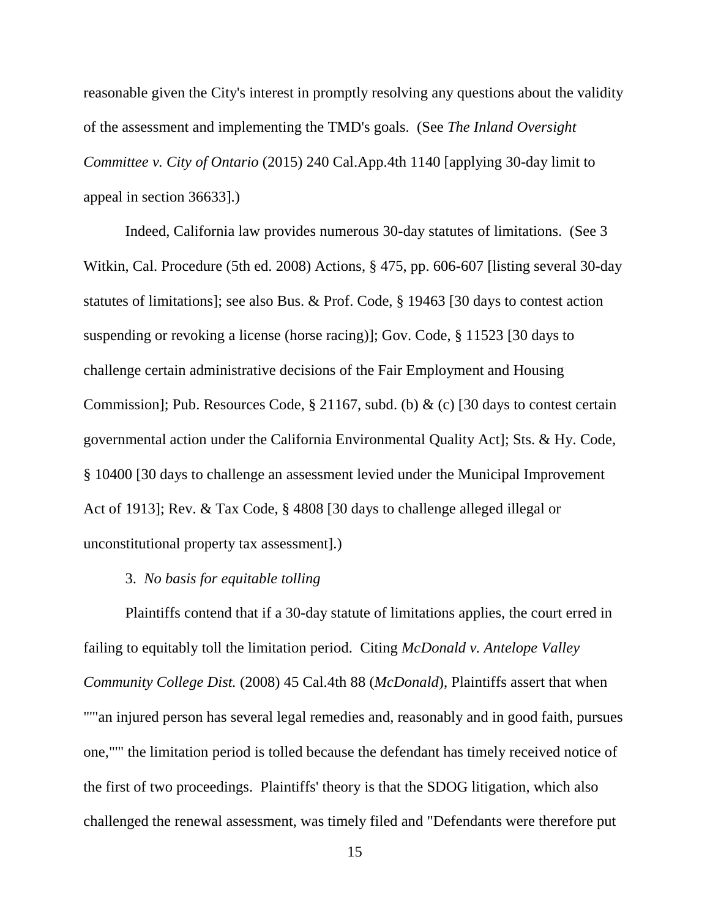reasonable given the City's interest in promptly resolving any questions about the validity of the assessment and implementing the TMD's goals. (See *The Inland Oversight Committee v. City of Ontario* (2015) 240 Cal.App.4th 1140 [applying 30-day limit to appeal in section 36633].)

Indeed, California law provides numerous 30-day statutes of limitations. (See 3 Witkin, Cal. Procedure (5th ed. 2008) Actions, § 475, pp. 606-607 [listing several 30-day statutes of limitations]; see also Bus. & Prof. Code, § 19463 [30 days to contest action suspending or revoking a license (horse racing)]; Gov. Code, § 11523 [30 days to challenge certain administrative decisions of the Fair Employment and Housing Commission]; Pub. Resources Code, § 21167, subd. (b) & (c) [30 days to contest certain governmental action under the California Environmental Quality Act]; Sts. & Hy. Code, § 10400 [30 days to challenge an assessment levied under the Municipal Improvement Act of 1913]; Rev. & Tax Code, § 4808 [30 days to challenge alleged illegal or unconstitutional property tax assessment].)

3. *No basis for equitable tolling*

Plaintiffs contend that if a 30-day statute of limitations applies, the court erred in failing to equitably toll the limitation period. Citing *McDonald v. Antelope Valley Community College Dist.* (2008) 45 Cal.4th 88 (*McDonald*), Plaintiffs assert that when """an injured person has several legal remedies and, reasonably and in good faith, pursues one,""" the limitation period is tolled because the defendant has timely received notice of the first of two proceedings. Plaintiffs' theory is that the SDOG litigation, which also challenged the renewal assessment, was timely filed and "Defendants were therefore put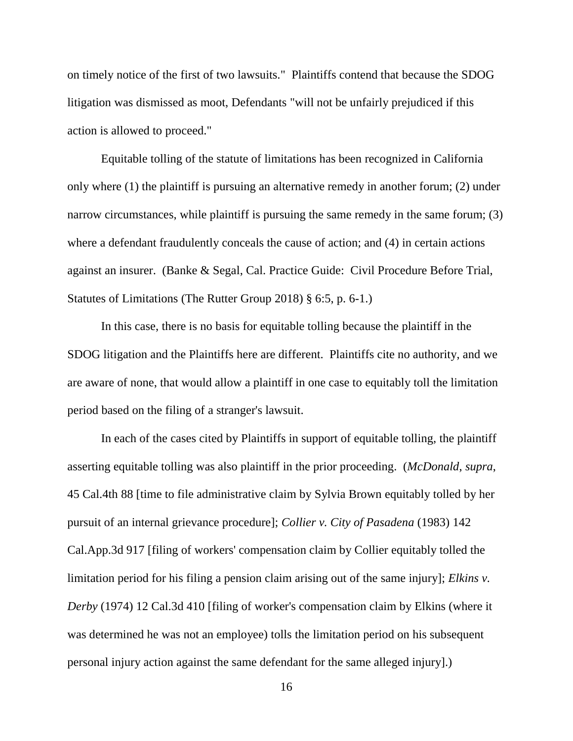on timely notice of the first of two lawsuits." Plaintiffs contend that because the SDOG litigation was dismissed as moot, Defendants "will not be unfairly prejudiced if this action is allowed to proceed."

Equitable tolling of the statute of limitations has been recognized in California only where (1) the plaintiff is pursuing an alternative remedy in another forum; (2) under narrow circumstances, while plaintiff is pursuing the same remedy in the same forum; (3) where a defendant fraudulently conceals the cause of action; and (4) in certain actions against an insurer. (Banke & Segal, Cal. Practice Guide: Civil Procedure Before Trial, Statutes of Limitations (The Rutter Group 2018) § 6:5, p. 6-1.)

In this case, there is no basis for equitable tolling because the plaintiff in the SDOG litigation and the Plaintiffs here are different. Plaintiffs cite no authority, and we are aware of none, that would allow a plaintiff in one case to equitably toll the limitation period based on the filing of a stranger's lawsuit.

In each of the cases cited by Plaintiffs in support of equitable tolling, the plaintiff asserting equitable tolling was also plaintiff in the prior proceeding. (*McDonald*, *supra*, 45 Cal.4th 88 [time to file administrative claim by Sylvia Brown equitably tolled by her pursuit of an internal grievance procedure]; *Collier v. City of Pasadena* (1983) 142 Cal.App.3d 917 [filing of workers' compensation claim by Collier equitably tolled the limitation period for his filing a pension claim arising out of the same injury]; *Elkins v. Derby* (1974) 12 Cal.3d 410 [filing of worker's compensation claim by Elkins (where it was determined he was not an employee) tolls the limitation period on his subsequent personal injury action against the same defendant for the same alleged injury].)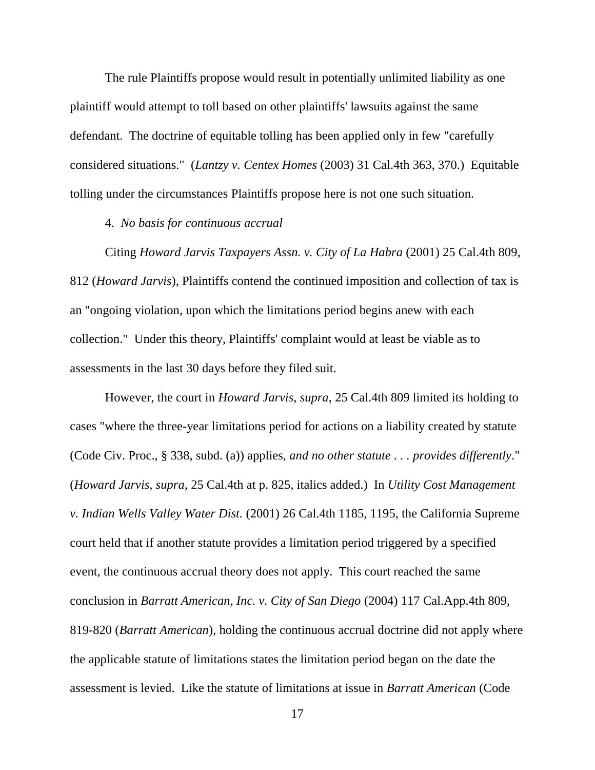The rule Plaintiffs propose would result in potentially unlimited liability as one plaintiff would attempt to toll based on other plaintiffs' lawsuits against the same defendant. The doctrine of equitable tolling has been applied only in few "carefully considered situations." (*Lantzy v. Centex Homes* (2003) 31 Cal.4th 363, 370.) Equitable tolling under the circumstances Plaintiffs propose here is not one such situation.

4. *No basis for continuous accrual*

Citing *Howard Jarvis Taxpayers Assn. v. City of La Habra* (2001) 25 Cal.4th 809, 812 (*Howard Jarvis*), Plaintiffs contend the continued imposition and collection of tax is an "ongoing violation, upon which the limitations period begins anew with each collection." Under this theory, Plaintiffs' complaint would at least be viable as to assessments in the last 30 days before they filed suit.

However, the court in *Howard Jarvis*, *supra*, 25 Cal.4th 809 limited its holding to cases "where the three-year limitations period for actions on a liability created by statute (Code Civ. Proc., § 338, subd. (a)) applies, *and no other statute . . . provides differently*." (*Howard Jarvis*, *supra*, 25 Cal.4th at p. 825, italics added.) In *Utility Cost Management v. Indian Wells Valley Water Dist.* (2001) 26 Cal.4th 1185, 1195, the California Supreme court held that if another statute provides a limitation period triggered by a specified event, the continuous accrual theory does not apply. This court reached the same conclusion in *Barratt American, Inc. v. City of San Diego* (2004) 117 Cal.App.4th 809, 819-820 (*Barratt American*), holding the continuous accrual doctrine did not apply where the applicable statute of limitations states the limitation period began on the date the assessment is levied. Like the statute of limitations at issue in *Barratt American* (Code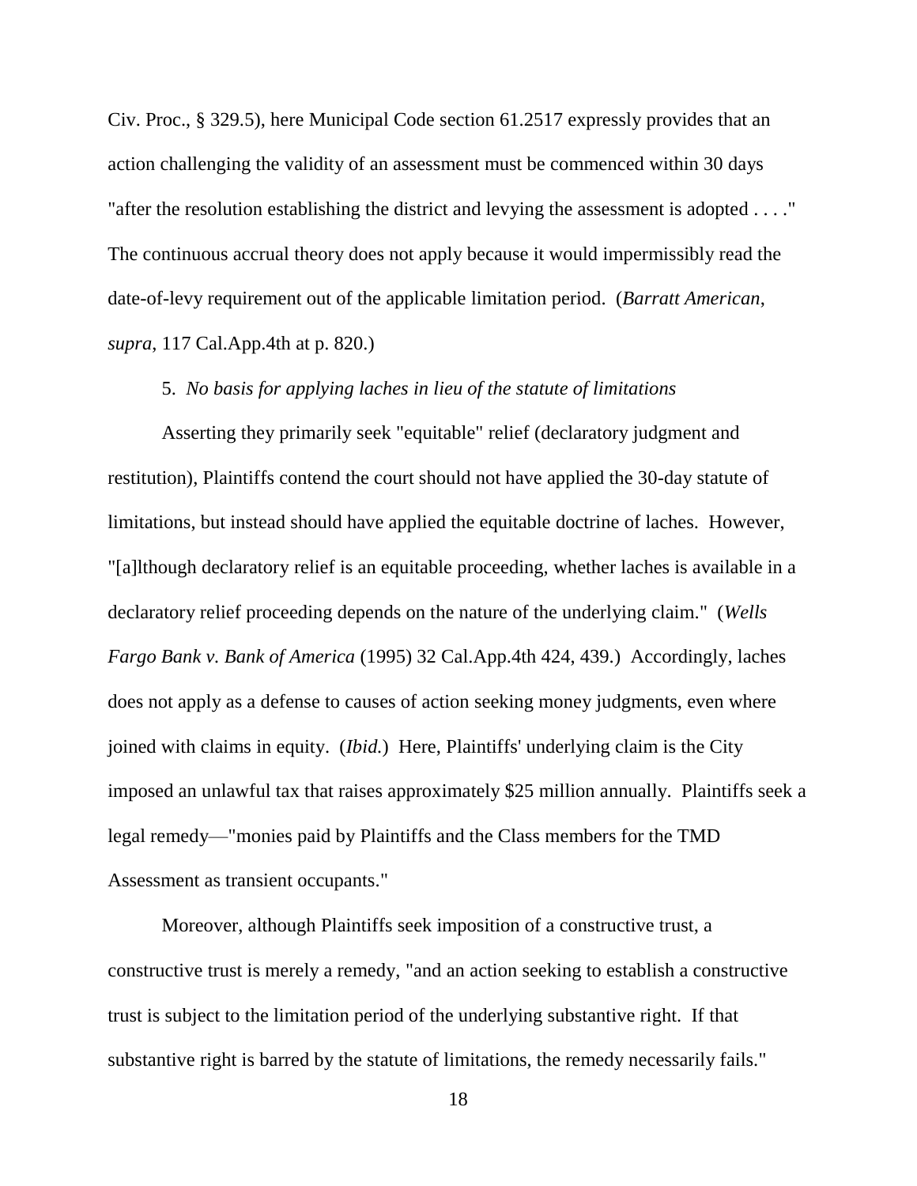Civ. Proc., § 329.5), here Municipal Code section 61.2517 expressly provides that an action challenging the validity of an assessment must be commenced within 30 days "after the resolution establishing the district and levying the assessment is adopted . . . ." The continuous accrual theory does not apply because it would impermissibly read the date-of-levy requirement out of the applicable limitation period. (*Barratt American*, *supra*, 117 Cal.App.4th at p. 820.)

5. *No basis for applying laches in lieu of the statute of limitations*

Asserting they primarily seek "equitable" relief (declaratory judgment and restitution), Plaintiffs contend the court should not have applied the 30-day statute of limitations, but instead should have applied the equitable doctrine of laches. However, "[a]lthough declaratory relief is an equitable proceeding, whether laches is available in a declaratory relief proceeding depends on the nature of the underlying claim." (*Wells Fargo Bank v. Bank of America* (1995) 32 Cal.App.4th 424, 439.) Accordingly, laches does not apply as a defense to causes of action seeking money judgments, even where joined with claims in equity. (*Ibid.*) Here, Plaintiffs' underlying claim is the City imposed an unlawful tax that raises approximately $25 million annually. Plaintiffs seek a legal remedy—"monies paid by Plaintiffs and the Class members for the TMD Assessment as transient occupants."

Moreover, although Plaintiffs seek imposition of a constructive trust, a constructive trust is merely a remedy, "and an action seeking to establish a constructive trust is subject to the limitation period of the underlying substantive right. If that substantive right is barred by the statute of limitations, the remedy necessarily fails."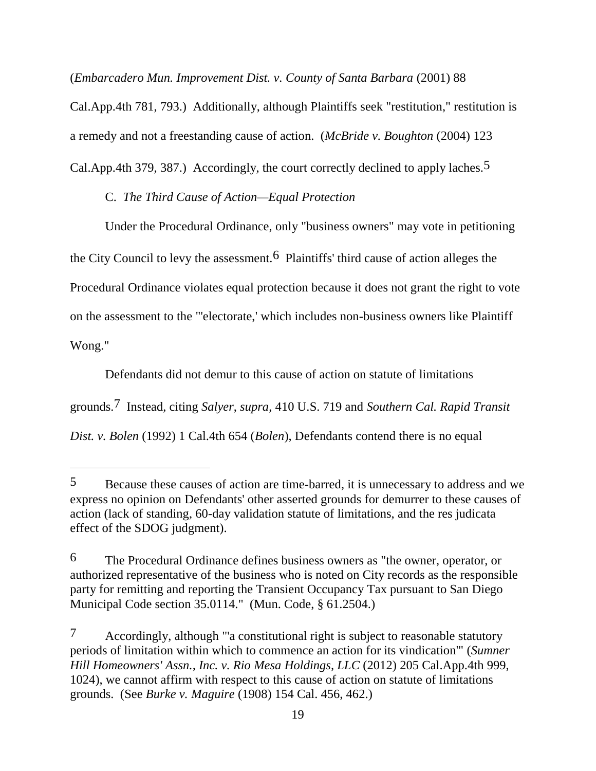(*Embarcadero Mun. Improvement Dist. v. County of Santa Barbara* (2001) 88 Cal.App.4th 781, 793.) Additionally, although Plaintiffs seek "restitution," restitution is a remedy and not a freestanding cause of action. (*McBride v. Boughton* (2004) 123 Cal.App.4th 379, 387.) Accordingly, the court correctly declined to apply laches.[5]

C. *The Third Cause of Action—Equal Protection*

Under the Procedural Ordinance, only "business owners" may vote in petitioning the City Council to levy the assessment.[6] Plaintiffs' third cause of action alleges the Procedural Ordinance violates equal protection because it does not grant the right to vote on the assessment to the "'electorate,' which includes non-business owners like Plaintiff Wong."

Defendants did not demur to this cause of action on statute of limitations grounds.[7] Instead, citing *Salyer*, *supra*, 410 U.S. 719 and *Southern Cal. Rapid Transit Dist. v. Bolen* (1992) 1 Cal.4th 654 (*Bolen*), Defendants contend there is no equal

---

[5] Because these causes of action are time-barred, it is unnecessary to address and we express no opinion on Defendants' other asserted grounds for demurrer to these causes of action (lack of standing, 60-day validation statute of limitations, and the res judicata effect of the SDOG judgment).

[6] The Procedural Ordinance defines business owners as "the owner, operator, or authorized representative of the business who is noted on City records as the responsible party for remitting and reporting the Transient Occupancy Tax pursuant to San Diego Municipal Code section 35.0114." (Mun. Code, § 61.2504.)

[7] Accordingly, although "'a constitutional right is subject to reasonable statutory periods of limitation within which to commence an action for its vindication'" (*Sumner Hill Homeowners' Assn., Inc. v. Rio Mesa Holdings, LLC* (2012) 205 Cal.App.4th 999, 1024), we cannot affirm with respect to this cause of action on statute of limitations grounds. (See *Burke v. Maguire* (1908) 154 Cal. 456, 462.)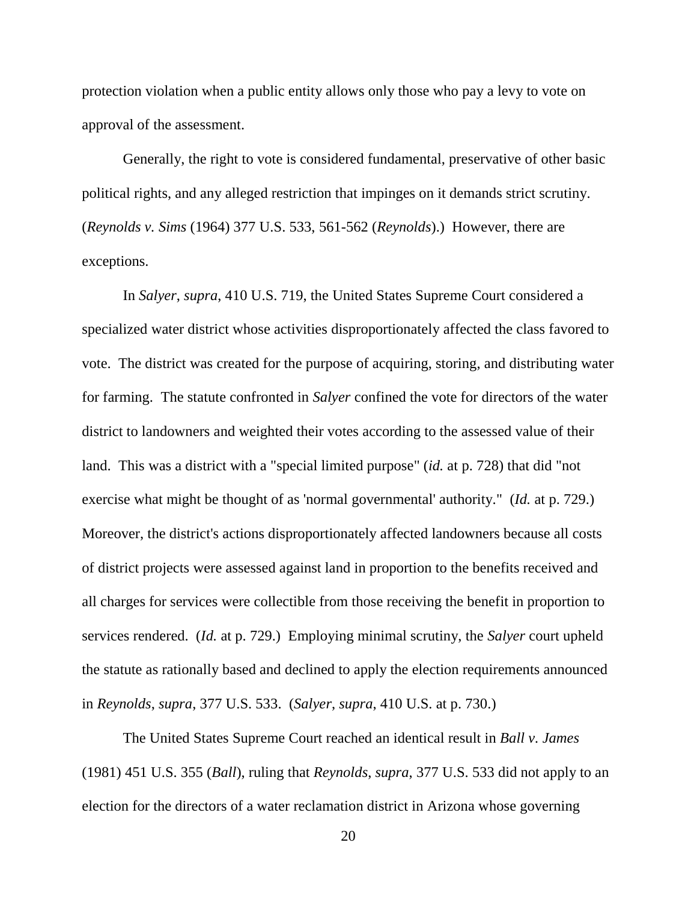protection violation when a public entity allows only those who pay a levy to vote on approval of the assessment.

Generally, the right to vote is considered fundamental, preservative of other basic political rights, and any alleged restriction that impinges on it demands strict scrutiny. (*Reynolds v. Sims* (1964) 377 U.S. 533, 561-562 (*Reynolds*).) However, there are exceptions.

In *Salyer*, *supra*, 410 U.S. 719, the United States Supreme Court considered a specialized water district whose activities disproportionately affected the class favored to vote. The district was created for the purpose of acquiring, storing, and distributing water for farming. The statute confronted in *Salyer* confined the vote for directors of the water district to landowners and weighted their votes according to the assessed value of their land. This was a district with a "special limited purpose" (*id.* at p. 728) that did "not exercise what might be thought of as 'normal governmental' authority." (*Id.* at p. 729.) Moreover, the district's actions disproportionately affected landowners because all costs of district projects were assessed against land in proportion to the benefits received and all charges for services were collectible from those receiving the benefit in proportion to services rendered. (*Id.* at p. 729.) Employing minimal scrutiny, the *Salyer* court upheld the statute as rationally based and declined to apply the election requirements announced in *Reynolds*, *supra*, 377 U.S. 533. (*Salyer*, *supra*, 410 U.S. at p. 730.)

The United States Supreme Court reached an identical result in *Ball v. James* (1981) 451 U.S. 355 (*Ball*), ruling that *Reynolds*, *supra*, 377 U.S. 533 did not apply to an election for the directors of a water reclamation district in Arizona whose governing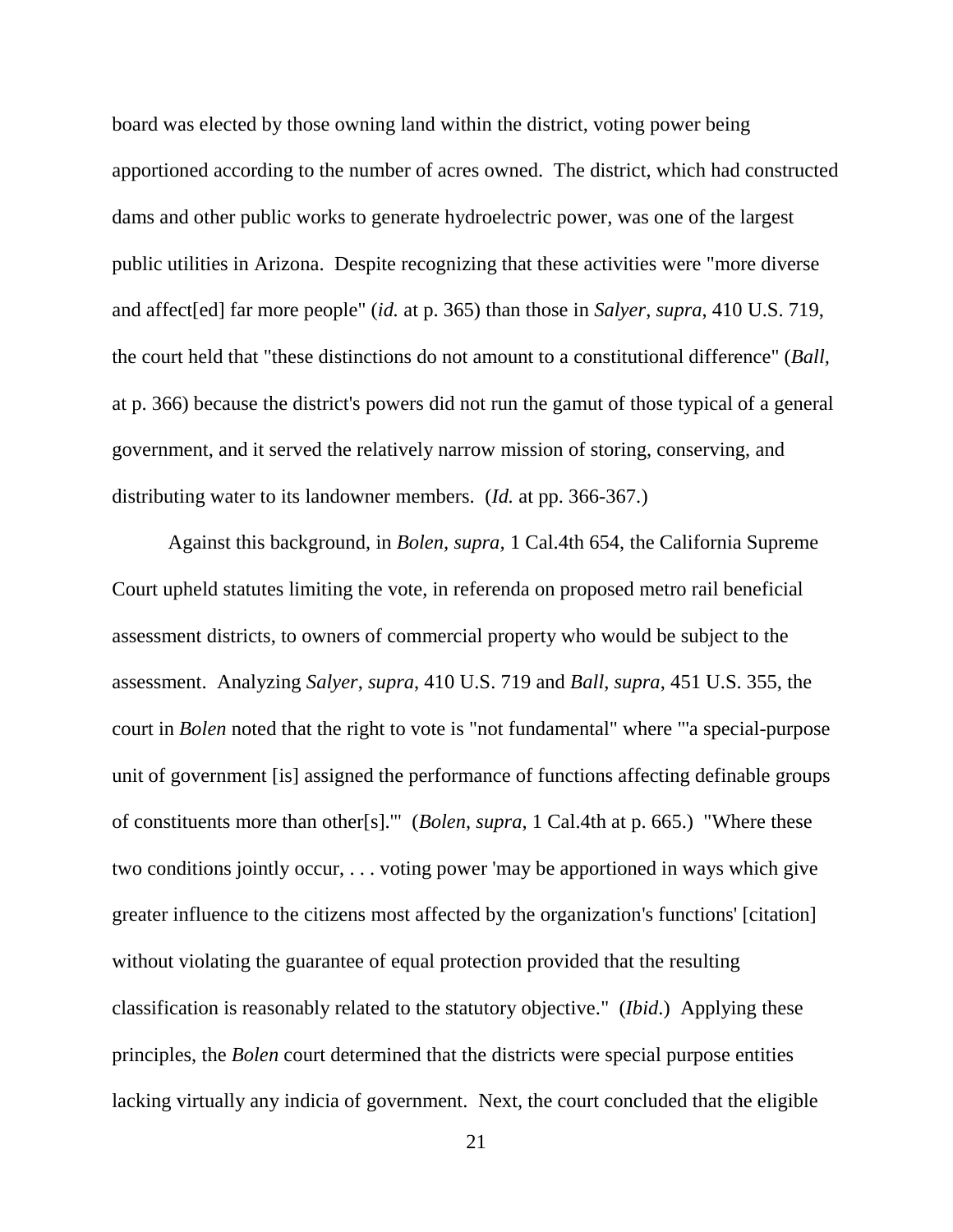board was elected by those owning land within the district, voting power being apportioned according to the number of acres owned. The district, which had constructed dams and other public works to generate hydroelectric power, was one of the largest public utilities in Arizona. Despite recognizing that these activities were "more diverse and affect[ed] far more people" (*id.* at p. 365) than those in *Salyer*, *supra*, 410 U.S. 719, the court held that "these distinctions do not amount to a constitutional difference" (*Ball,* at p. 366) because the district's powers did not run the gamut of those typical of a general government, and it served the relatively narrow mission of storing, conserving, and distributing water to its landowner members. (*Id.* at pp. 366-367.)

Against this background, in *Bolen, supra,* 1 Cal.4th 654, the California Supreme Court upheld statutes limiting the vote, in referenda on proposed metro rail beneficial assessment districts, to owners of commercial property who would be subject to the assessment. Analyzing *Salyer*, *supra*, 410 U.S. 719 and *Ball*, *supra*, 451 U.S. 355, the court in *Bolen* noted that the right to vote is "not fundamental" where "'a special-purpose unit of government [is] assigned the performance of functions affecting definable groups of constituents more than other[s].'" (*Bolen*, *supra,* 1 Cal.4th at p. 665.) "Where these two conditions jointly occur, . . . voting power 'may be apportioned in ways which give greater influence to the citizens most affected by the organization's functions' [citation] without violating the guarantee of equal protection provided that the resulting classification is reasonably related to the statutory objective." (*Ibid*.) Applying these principles, the *Bolen* court determined that the districts were special purpose entities lacking virtually any indicia of government. Next, the court concluded that the eligible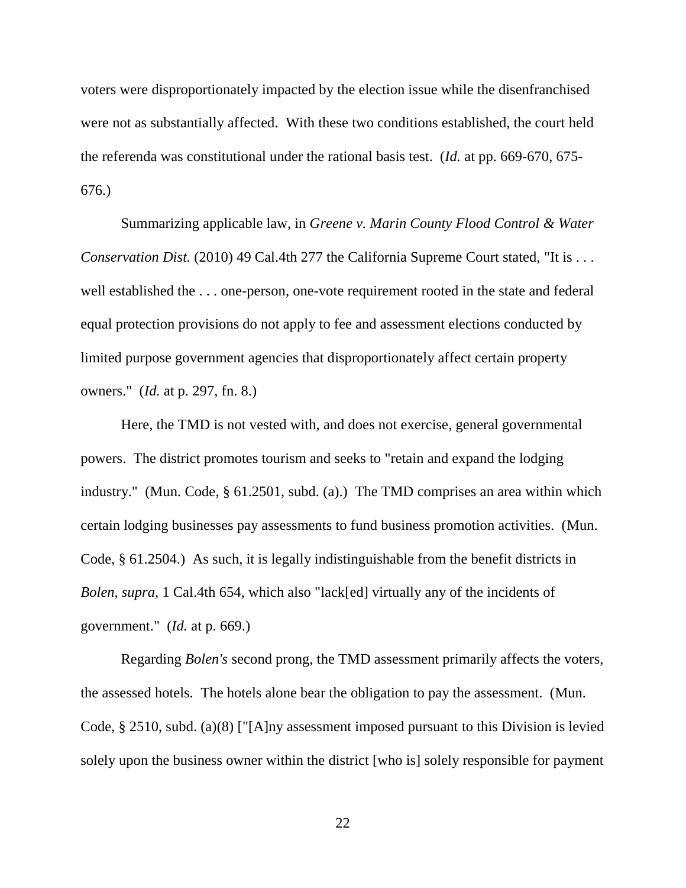voters were disproportionately impacted by the election issue while the disenfranchised were not as substantially affected. With these two conditions established, the court held the referenda was constitutional under the rational basis test. (*Id.* at pp. 669-670, 675-676.)

Summarizing applicable law, in *Greene v. Marin County Flood Control & Water Conservation Dist.* (2010) 49 Cal.4th 277 the California Supreme Court stated, "It is . . . well established the . . . one-person, one-vote requirement rooted in the state and federal equal protection provisions do not apply to fee and assessment elections conducted by limited purpose government agencies that disproportionately affect certain property owners." (*Id.* at p. 297, fn. 8.)

Here, the TMD is not vested with, and does not exercise, general governmental powers. The district promotes tourism and seeks to "retain and expand the lodging industry." (Mun. Code, § 61.2501, subd. (a).) The TMD comprises an area within which certain lodging businesses pay assessments to fund business promotion activities. (Mun. Code, § 61.2504.) As such, it is legally indistinguishable from the benefit districts in *Bolen, supra*, 1 Cal.4th 654, which also "lack[ed] virtually any of the incidents of government." (*Id.* at p. 669.)

Regarding *Bolen's* second prong, the TMD assessment primarily affects the voters, the assessed hotels. The hotels alone bear the obligation to pay the assessment. (Mun. Code, § 2510, subd. (a)(8) ["[A]ny assessment imposed pursuant to this Division is levied solely upon the business owner within the district [who is] solely responsible for payment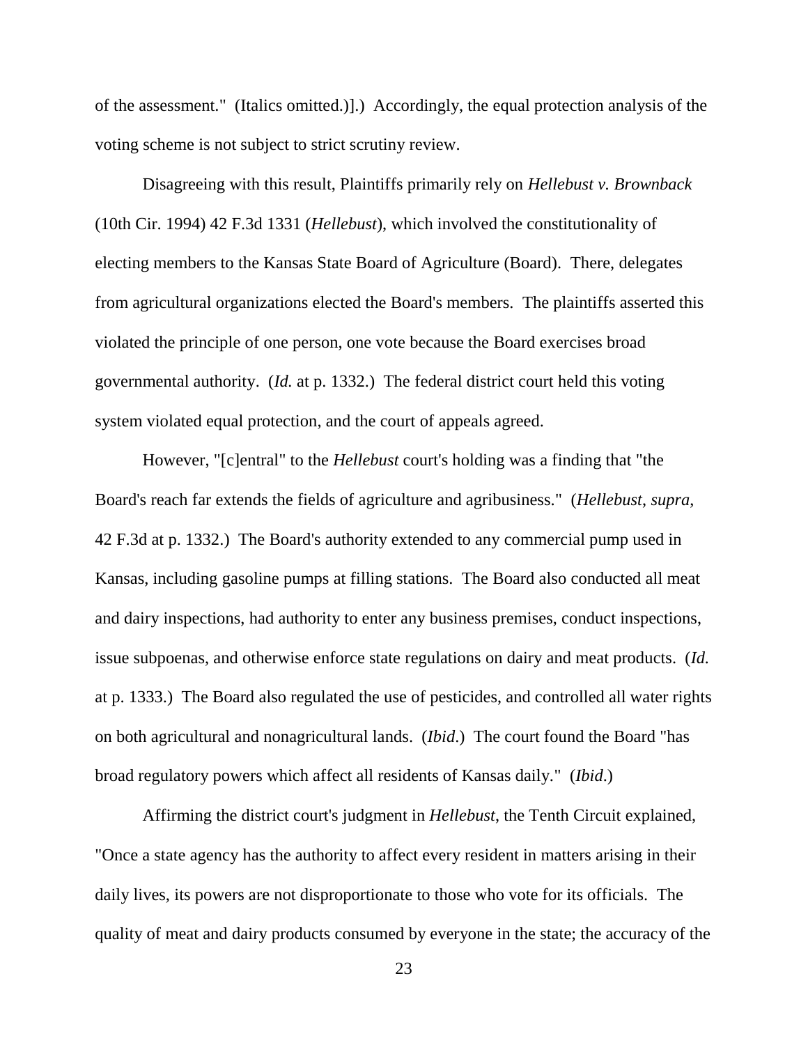of the assessment." (Italics omitted.)].) Accordingly, the equal protection analysis of the voting scheme is not subject to strict scrutiny review.

Disagreeing with this result, Plaintiffs primarily rely on *Hellebust v. Brownback* (10th Cir. 1994) 42 F.3d 1331 (*Hellebust*), which involved the constitutionality of electing members to the Kansas State Board of Agriculture (Board). There, delegates from agricultural organizations elected the Board's members. The plaintiffs asserted this violated the principle of one person, one vote because the Board exercises broad governmental authority. (*Id.* at p. 1332.) The federal district court held this voting system violated equal protection, and the court of appeals agreed.

However, "[c]entral" to the *Hellebust* court's holding was a finding that "the Board's reach far extends the fields of agriculture and agribusiness." (*Hellebust*, *supra*, 42 F.3d at p. 1332.) The Board's authority extended to any commercial pump used in Kansas, including gasoline pumps at filling stations. The Board also conducted all meat and dairy inspections, had authority to enter any business premises, conduct inspections, issue subpoenas, and otherwise enforce state regulations on dairy and meat products. (*Id.* at p. 1333.) The Board also regulated the use of pesticides, and controlled all water rights on both agricultural and nonagricultural lands. (*Ibid*.) The court found the Board "has broad regulatory powers which affect all residents of Kansas daily." (*Ibid*.)

Affirming the district court's judgment in *Hellebust*, the Tenth Circuit explained, "Once a state agency has the authority to affect every resident in matters arising in their daily lives, its powers are not disproportionate to those who vote for its officials. The quality of meat and dairy products consumed by everyone in the state; the accuracy of the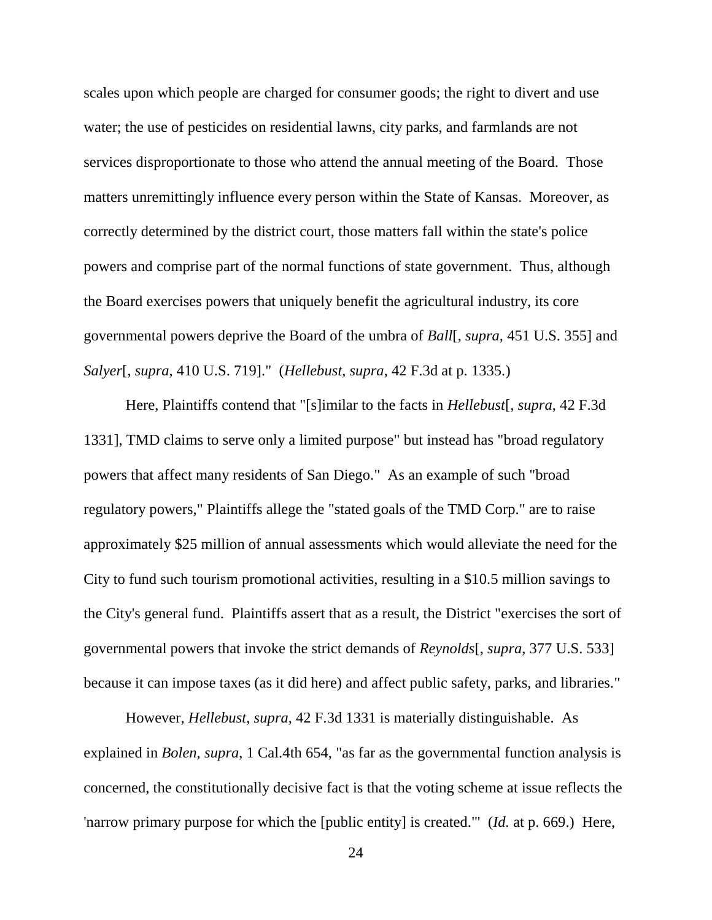scales upon which people are charged for consumer goods; the right to divert and use water; the use of pesticides on residential lawns, city parks, and farmlands are not services disproportionate to those who attend the annual meeting of the Board. Those matters unremittingly influence every person within the State of Kansas. Moreover, as correctly determined by the district court, those matters fall within the state's police powers and comprise part of the normal functions of state government. Thus, although the Board exercises powers that uniquely benefit the agricultural industry, its core governmental powers deprive the Board of the umbra of *Ball*[, *supra*, 451 U.S. 355] and *Salyer*[, *supra*, 410 U.S. 719]." (*Hellebust*, *supra*, 42 F.3d at p. 1335.)

Here, Plaintiffs contend that "[s]imilar to the facts in *Hellebust*[, *supra*, 42 F.3d 1331], TMD claims to serve only a limited purpose" but instead has "broad regulatory powers that affect many residents of San Diego." As an example of such "broad regulatory powers," Plaintiffs allege the "stated goals of the TMD Corp." are to raise approximately $25 million of annual assessments which would alleviate the need for the City to fund such tourism promotional activities, resulting in a $10.5 million savings to the City's general fund. Plaintiffs assert that as a result, the District "exercises the sort of governmental powers that invoke the strict demands of *Reynolds*[, *supra*, 377 U.S. 533] because it can impose taxes (as it did here) and affect public safety, parks, and libraries."

However, *Hellebust*, *supra*, 42 F.3d 1331 is materially distinguishable. As explained in *Bolen*, *supra*, 1 Cal.4th 654, "as far as the governmental function analysis is concerned, the constitutionally decisive fact is that the voting scheme at issue reflects the 'narrow primary purpose for which the [public entity] is created.'" (*Id.* at p. 669.) Here,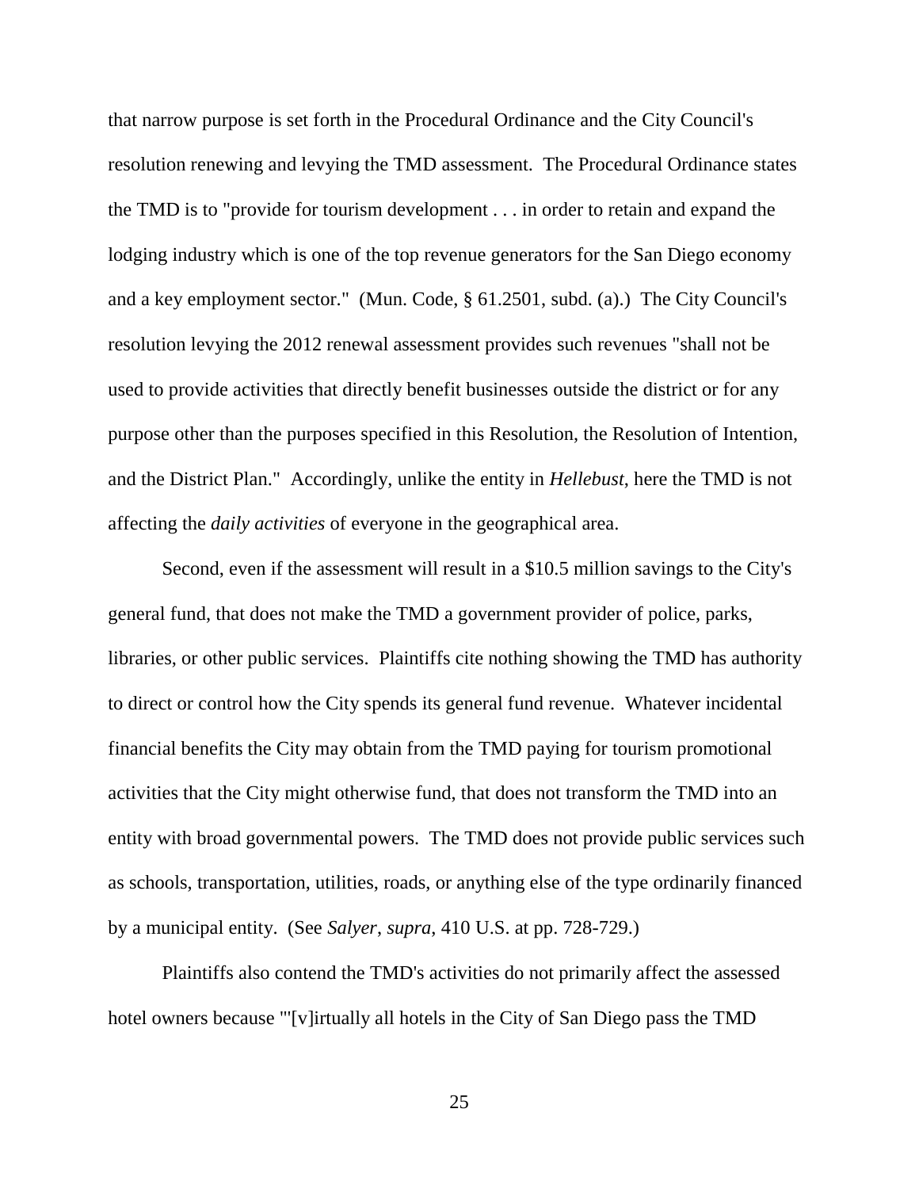that narrow purpose is set forth in the Procedural Ordinance and the City Council's resolution renewing and levying the TMD assessment. The Procedural Ordinance states the TMD is to "provide for tourism development . . . in order to retain and expand the lodging industry which is one of the top revenue generators for the San Diego economy and a key employment sector." (Mun. Code, § 61.2501, subd. (a).) The City Council's resolution levying the 2012 renewal assessment provides such revenues "shall not be used to provide activities that directly benefit businesses outside the district or for any purpose other than the purposes specified in this Resolution, the Resolution of Intention, and the District Plan." Accordingly, unlike the entity in *Hellebust*, here the TMD is not affecting the *daily activities* of everyone in the geographical area.

Second, even if the assessment will result in a $10.5 million savings to the City's general fund, that does not make the TMD a government provider of police, parks, libraries, or other public services. Plaintiffs cite nothing showing the TMD has authority to direct or control how the City spends its general fund revenue. Whatever incidental financial benefits the City may obtain from the TMD paying for tourism promotional activities that the City might otherwise fund, that does not transform the TMD into an entity with broad governmental powers. The TMD does not provide public services such as schools, transportation, utilities, roads, or anything else of the type ordinarily financed by a municipal entity. (See *Salyer*, *supra*, 410 U.S. at pp. 728-729.)

Plaintiffs also contend the TMD's activities do not primarily affect the assessed hotel owners because "'[v]irtually all hotels in the City of San Diego pass the TMD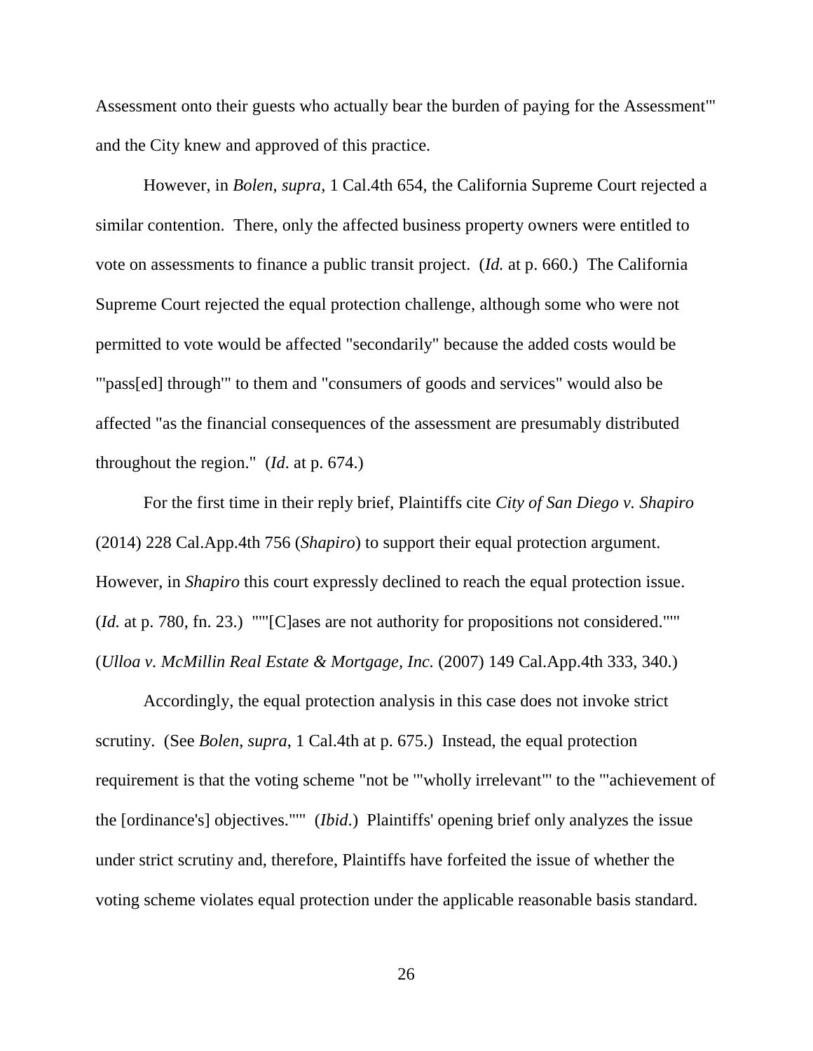Assessment onto their guests who actually bear the burden of paying for the Assessment'" and the City knew and approved of this practice.

However, in *Bolen*, *supra*, 1 Cal.4th 654, the California Supreme Court rejected a similar contention. There, only the affected business property owners were entitled to vote on assessments to finance a public transit project. (*Id.* at p. 660.) The California Supreme Court rejected the equal protection challenge, although some who were not permitted to vote would be affected "secondarily" because the added costs would be "'pass[ed] through'" to them and "consumers of goods and services" would also be affected "as the financial consequences of the assessment are presumably distributed throughout the region." (*Id*. at p. 674.)

For the first time in their reply brief, Plaintiffs cite *City of San Diego v. Shapiro* (2014) 228 Cal.App.4th 756 (*Shapiro*) to support their equal protection argument. However, in *Shapiro* this court expressly declined to reach the equal protection issue. (*Id.* at p. 780, fn. 23.) """[C]ases are not authority for propositions not considered.""" (*Ulloa v. McMillin Real Estate & Mortgage, Inc.* (2007) 149 Cal.App.4th 333, 340.)

Accordingly, the equal protection analysis in this case does not invoke strict scrutiny. (See *Bolen*, *supra*, 1 Cal.4th at p. 675.) Instead, the equal protection requirement is that the voting scheme "not be "'wholly irrelevant'" to the "'achievement of the [ordinance's] objectives.'"" (*Ibid*.) Plaintiffs' opening brief only analyzes the issue under strict scrutiny and, therefore, Plaintiffs have forfeited the issue of whether the voting scheme violates equal protection under the applicable reasonable basis standard.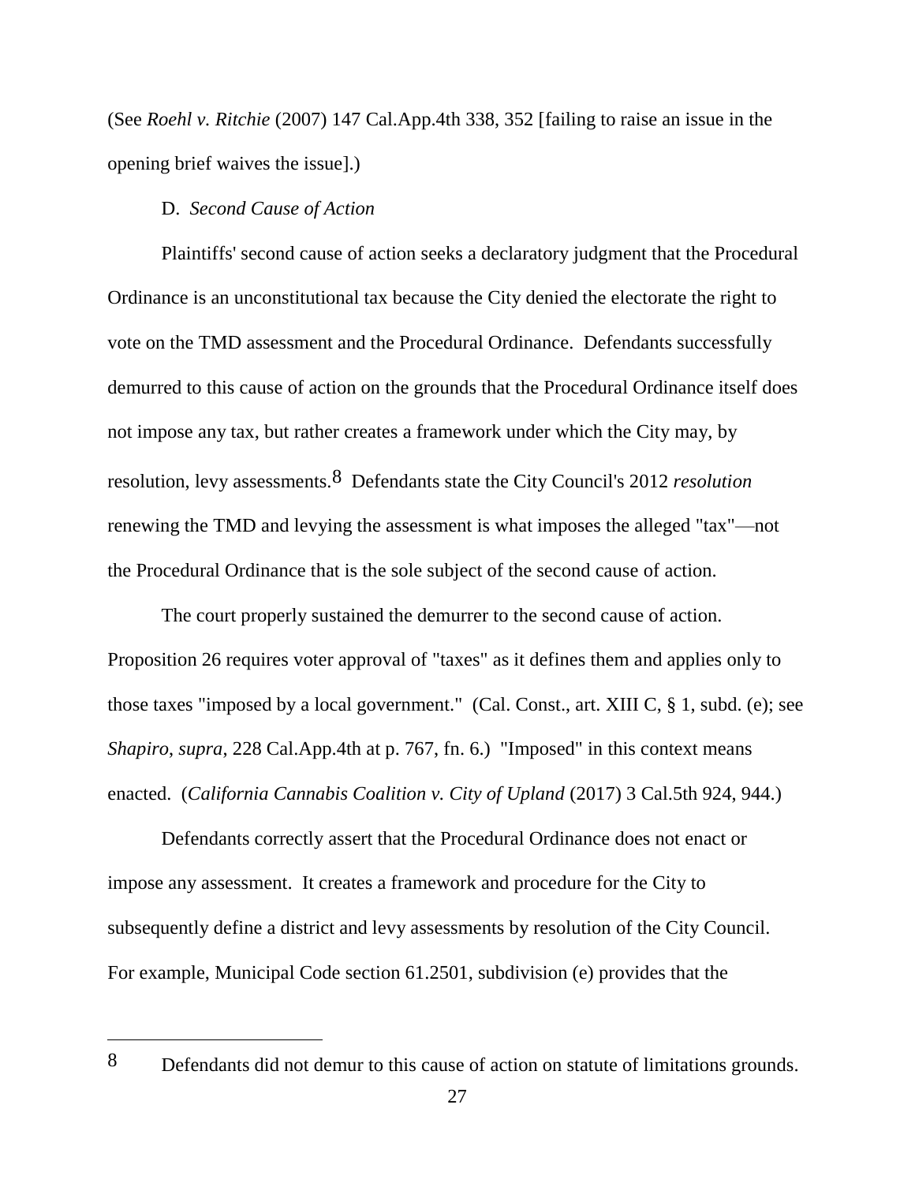(See *Roehl v. Ritchie* (2007) 147 Cal.App.4th 338, 352 [failing to raise an issue in the opening brief waives the issue].)

D. *Second Cause of Action*

Plaintiffs' second cause of action seeks a declaratory judgment that the Procedural Ordinance is an unconstitutional tax because the City denied the electorate the right to vote on the TMD assessment and the Procedural Ordinance. Defendants successfully demurred to this cause of action on the grounds that the Procedural Ordinance itself does not impose any tax, but rather creates a framework under which the City may, by resolution, levy assessments.[8] Defendants state the City Council's 2012 *resolution* renewing the TMD and levying the assessment is what imposes the alleged "tax"—not the Procedural Ordinance that is the sole subject of the second cause of action.

The court properly sustained the demurrer to the second cause of action. Proposition 26 requires voter approval of "taxes" as it defines them and applies only to those taxes "imposed by a local government." (Cal. Const., art. XIII C, § 1, subd. (e); see *Shapiro, supra*, 228 Cal.App.4th at p. 767, fn. 6.) "Imposed" in this context means enacted. (*California Cannabis Coalition v. City of Upland* (2017) 3 Cal.5th 924, 944.)

Defendants correctly assert that the Procedural Ordinance does not enact or impose any assessment. It creates a framework and procedure for the City to subsequently define a district and levy assessments by resolution of the City Council. For example, Municipal Code section 61.2501, subdivision (e) provides that the

---

[8] Defendants did not demur to this cause of action on statute of limitations grounds.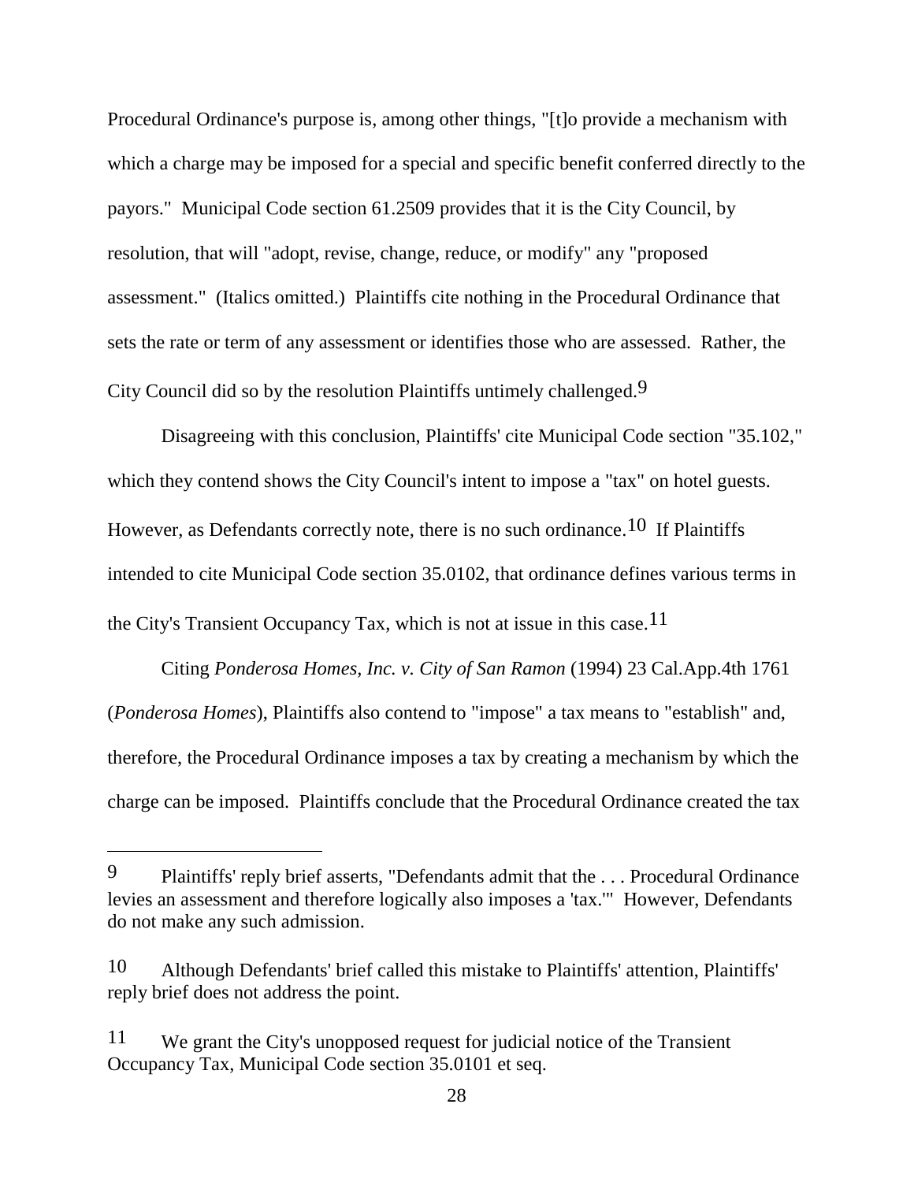Procedural Ordinance's purpose is, among other things, "[t]o provide a mechanism with which a charge may be imposed for a special and specific benefit conferred directly to the payors." Municipal Code section 61.2509 provides that it is the City Council, by resolution, that will "adopt, revise, change, reduce, or modify" any "proposed assessment." (Italics omitted.) Plaintiffs cite nothing in the Procedural Ordinance that sets the rate or term of any assessment or identifies those who are assessed. Rather, the City Council did so by the resolution Plaintiffs untimely challenged.[9]

Disagreeing with this conclusion, Plaintiffs' cite Municipal Code section "35.102," which they contend shows the City Council's intent to impose a "tax" on hotel guests. However, as Defendants correctly note, there is no such ordinance.[10] If Plaintiffs intended to cite Municipal Code section 35.0102, that ordinance defines various terms in the City's Transient Occupancy Tax, which is not at issue in this case.[11]

Citing *Ponderosa Homes, Inc. v. City of San Ramon* (1994) 23 Cal.App.4th 1761 (*Ponderosa Homes*), Plaintiffs also contend to "impose" a tax means to "establish" and, therefore, the Procedural Ordinance imposes a tax by creating a mechanism by which the charge can be imposed. Plaintiffs conclude that the Procedural Ordinance created the tax

---

[9] Plaintiffs' reply brief asserts, "Defendants admit that the . . . Procedural Ordinance levies an assessment and therefore logically also imposes a 'tax.'" However, Defendants do not make any such admission.

[10] Although Defendants' brief called this mistake to Plaintiffs' attention, Plaintiffs' reply brief does not address the point.

[11] We grant the City's unopposed request for judicial notice of the Transient Occupancy Tax, Municipal Code section 35.0101 et seq.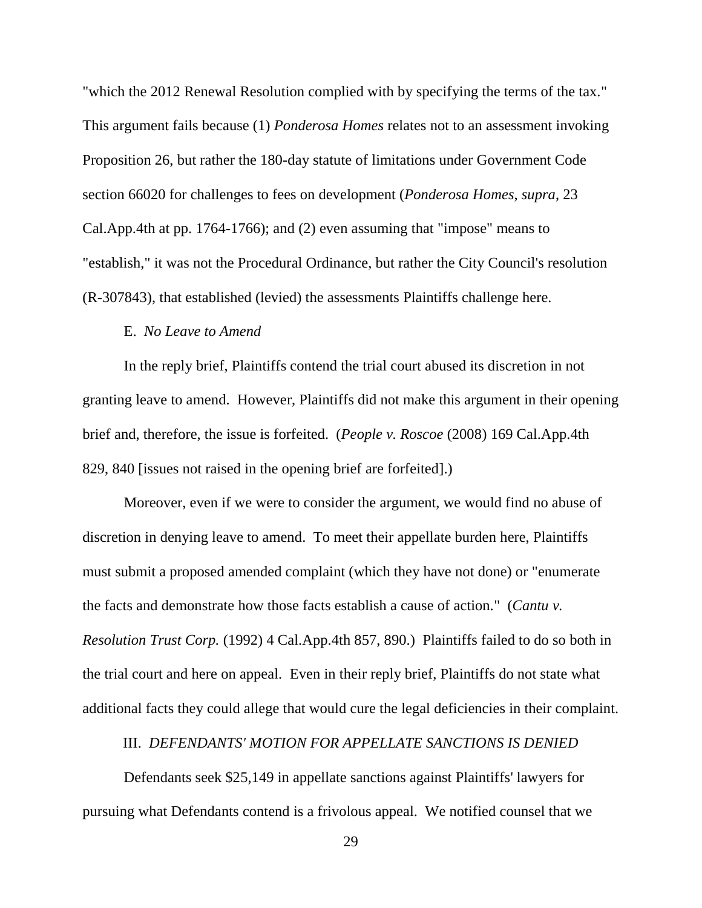"which the 2012 Renewal Resolution complied with by specifying the terms of the tax." This argument fails because (1) *Ponderosa Homes* relates not to an assessment invoking Proposition 26, but rather the 180-day statute of limitations under Government Code section 66020 for challenges to fees on development (*Ponderosa Homes*, *supra*, 23 Cal.App.4th at pp. 1764-1766); and (2) even assuming that "impose" means to "establish," it was not the Procedural Ordinance, but rather the City Council's resolution (R-307843), that established (levied) the assessments Plaintiffs challenge here.

E. *No Leave to Amend*

In the reply brief, Plaintiffs contend the trial court abused its discretion in not granting leave to amend. However, Plaintiffs did not make this argument in their opening brief and, therefore, the issue is forfeited. (*People v. Roscoe* (2008) 169 Cal.App.4th 829, 840 [issues not raised in the opening brief are forfeited].)

Moreover, even if we were to consider the argument, we would find no abuse of discretion in denying leave to amend. To meet their appellate burden here, Plaintiffs must submit a proposed amended complaint (which they have not done) or "enumerate the facts and demonstrate how those facts establish a cause of action." (*Cantu v. Resolution Trust Corp.* (1992) 4 Cal.App.4th 857, 890.) Plaintiffs failed to do so both in the trial court and here on appeal. Even in their reply brief, Plaintiffs do not state what additional facts they could allege that would cure the legal deficiencies in their complaint.

III. *DEFENDANTS' MOTION FOR APPELLATE SANCTIONS IS DENIED*

Defendants seek $25,149 in appellate sanctions against Plaintiffs' lawyers for pursuing what Defendants contend is a frivolous appeal. We notified counsel that we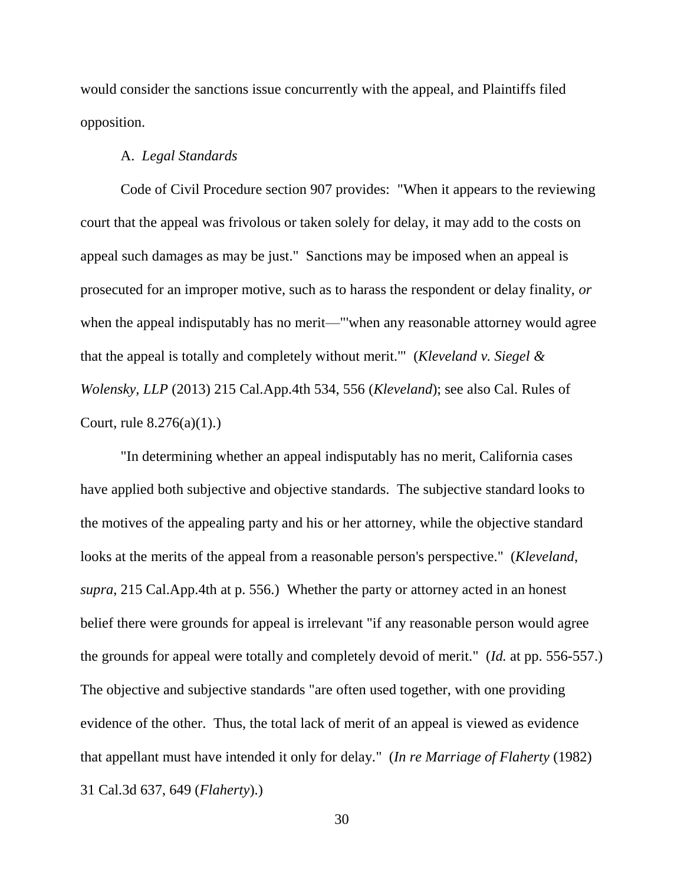would consider the sanctions issue concurrently with the appeal, and Plaintiffs filed opposition.

A. *Legal Standards*

Code of Civil Procedure section 907 provides: "When it appears to the reviewing court that the appeal was frivolous or taken solely for delay, it may add to the costs on appeal such damages as may be just." Sanctions may be imposed when an appeal is prosecuted for an improper motive, such as to harass the respondent or delay finality, *or* when the appeal indisputably has no merit—"'when any reasonable attorney would agree that the appeal is totally and completely without merit.'" (*Kleveland v. Siegel & Wolensky, LLP* (2013) 215 Cal.App.4th 534, 556 (*Kleveland*); see also Cal. Rules of Court, rule 8.276(a)(1).)

"In determining whether an appeal indisputably has no merit, California cases have applied both subjective and objective standards. The subjective standard looks to the motives of the appealing party and his or her attorney, while the objective standard looks at the merits of the appeal from a reasonable person's perspective." (*Kleveland*, *supra*, 215 Cal.App.4th at p. 556.) Whether the party or attorney acted in an honest belief there were grounds for appeal is irrelevant "if any reasonable person would agree the grounds for appeal were totally and completely devoid of merit." (*Id.* at pp. 556-557.) The objective and subjective standards "are often used together, with one providing evidence of the other. Thus, the total lack of merit of an appeal is viewed as evidence that appellant must have intended it only for delay." (*In re Marriage of Flaherty* (1982) 31 Cal.3d 637, 649 (*Flaherty*).)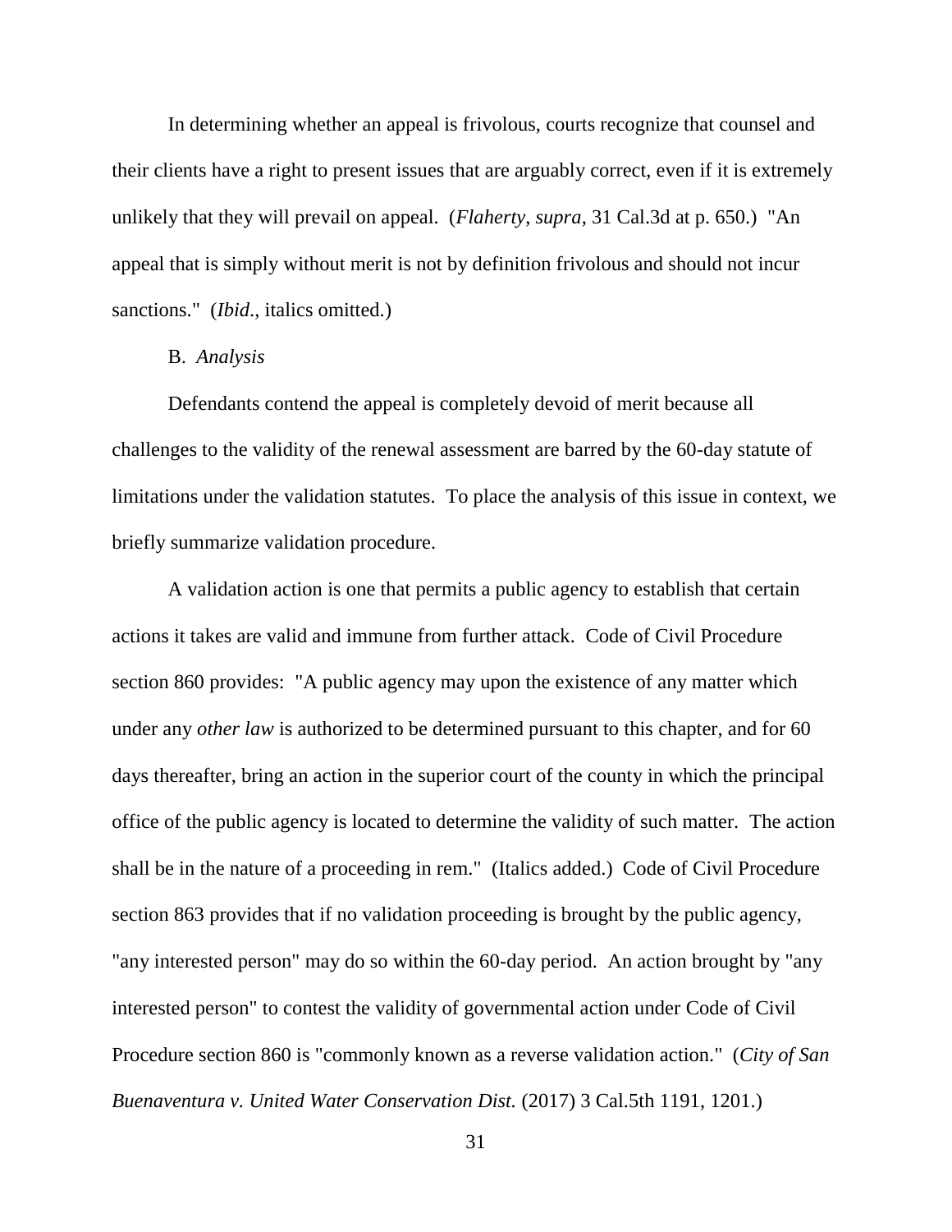In determining whether an appeal is frivolous, courts recognize that counsel and their clients have a right to present issues that are arguably correct, even if it is extremely unlikely that they will prevail on appeal. (*Flaherty*, *supra*, 31 Cal.3d at p. 650.) "An appeal that is simply without merit is not by definition frivolous and should not incur sanctions." (*Ibid*., italics omitted.)

B. *Analysis*

Defendants contend the appeal is completely devoid of merit because all challenges to the validity of the renewal assessment are barred by the 60-day statute of limitations under the validation statutes. To place the analysis of this issue in context, we briefly summarize validation procedure.

A validation action is one that permits a public agency to establish that certain actions it takes are valid and immune from further attack. Code of Civil Procedure section 860 provides: "A public agency may upon the existence of any matter which under any *other law* is authorized to be determined pursuant to this chapter, and for 60 days thereafter, bring an action in the superior court of the county in which the principal office of the public agency is located to determine the validity of such matter. The action shall be in the nature of a proceeding in rem." (Italics added.) Code of Civil Procedure section 863 provides that if no validation proceeding is brought by the public agency, "any interested person" may do so within the 60-day period. An action brought by "any interested person" to contest the validity of governmental action under Code of Civil Procedure section 860 is "commonly known as a reverse validation action." (*City of San Buenaventura v. United Water Conservation Dist.* (2017) 3 Cal.5th 1191, 1201.)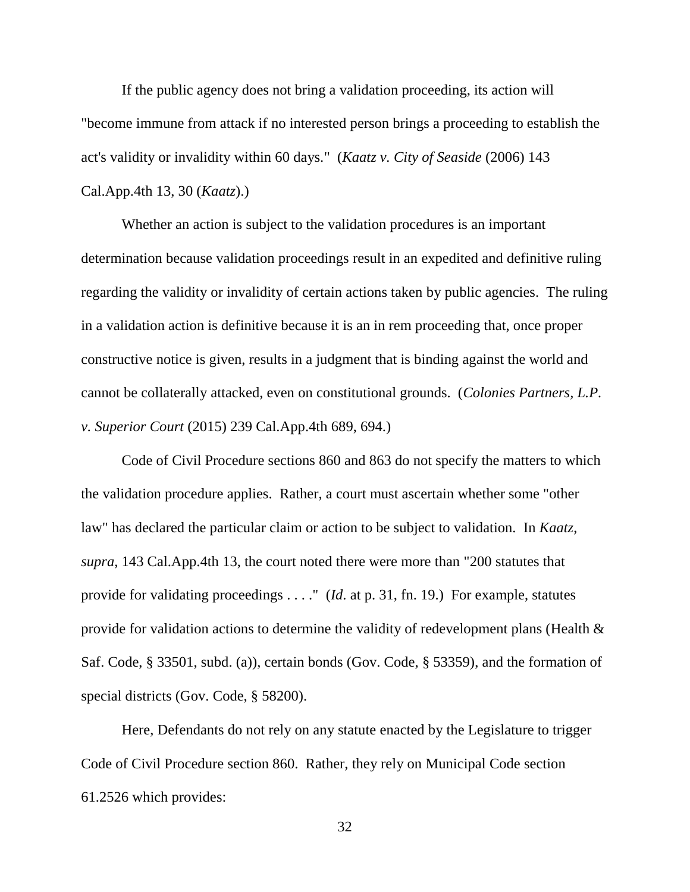If the public agency does not bring a validation proceeding, its action will "become immune from attack if no interested person brings a proceeding to establish the act's validity or invalidity within 60 days." (*Kaatz v. City of Seaside* (2006) 143 Cal.App.4th 13, 30 (*Kaatz*).)

Whether an action is subject to the validation procedures is an important determination because validation proceedings result in an expedited and definitive ruling regarding the validity or invalidity of certain actions taken by public agencies. The ruling in a validation action is definitive because it is an in rem proceeding that, once proper constructive notice is given, results in a judgment that is binding against the world and cannot be collaterally attacked, even on constitutional grounds. (*Colonies Partners, L.P. v. Superior Court* (2015) 239 Cal.App.4th 689, 694.)

Code of Civil Procedure sections 860 and 863 do not specify the matters to which the validation procedure applies. Rather, a court must ascertain whether some "other law" has declared the particular claim or action to be subject to validation. In *Kaatz*, *supra*, 143 Cal.App.4th 13, the court noted there were more than "200 statutes that provide for validating proceedings . . . ." (*Id*. at p. 31, fn. 19.) For example, statutes provide for validation actions to determine the validity of redevelopment plans (Health & Saf. Code, § 33501, subd. (a)), certain bonds (Gov. Code, § 53359), and the formation of special districts (Gov. Code, § 58200).

Here, Defendants do not rely on any statute enacted by the Legislature to trigger Code of Civil Procedure section 860. Rather, they rely on Municipal Code section 61.2526 which provides: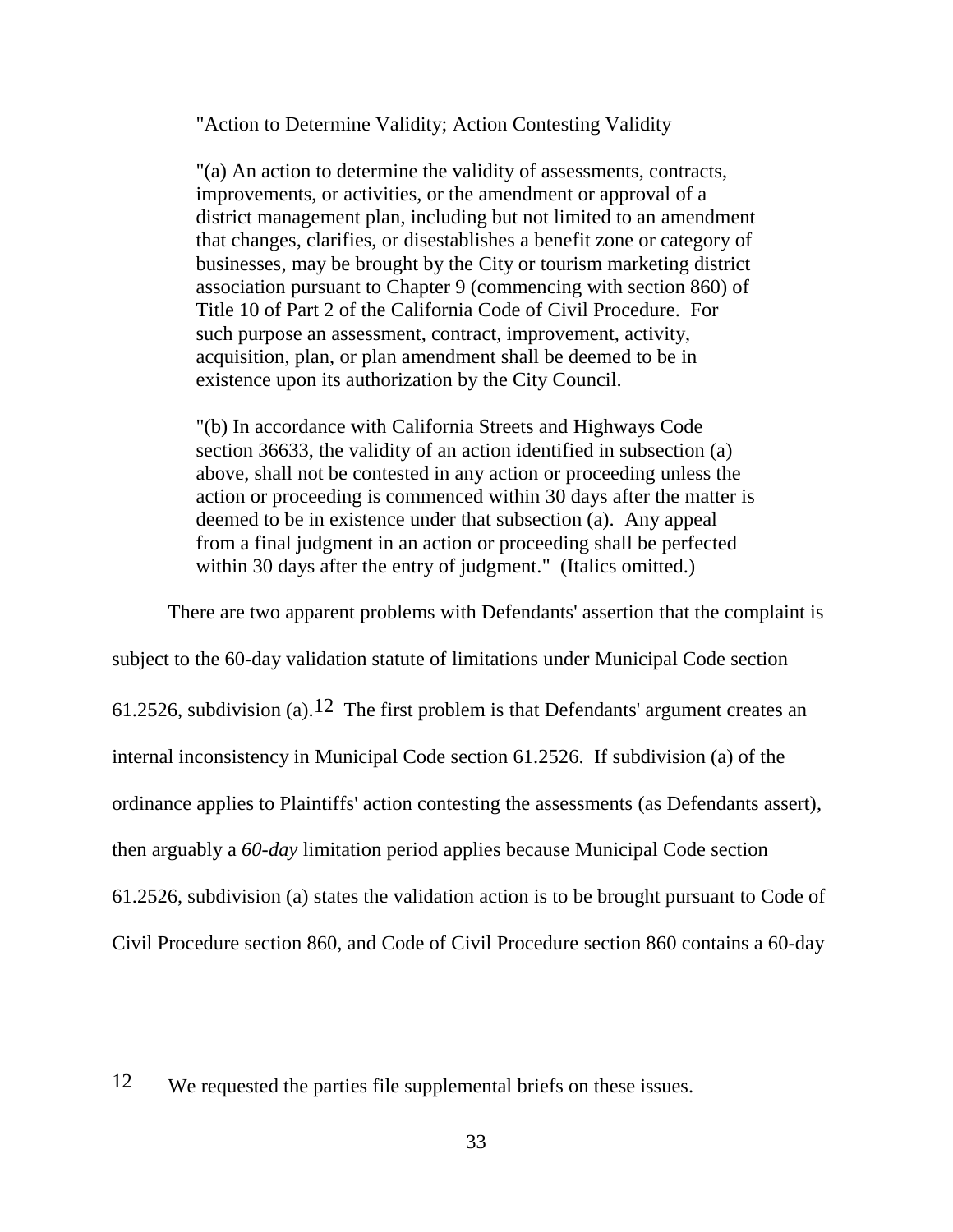> "Action to Determine Validity; Action Contesting Validity
>
> "(a) An action to determine the validity of assessments, contracts, improvements, or activities, or the amendment or approval of a district management plan, including but not limited to an amendment that changes, clarifies, or disestablishes a benefit zone or category of businesses, may be brought by the City or tourism marketing district association pursuant to Chapter 9 (commencing with section 860) of Title 10 of Part 2 of the California Code of Civil Procedure. For such purpose an assessment, contract, improvement, activity, acquisition, plan, or plan amendment shall be deemed to be in existence upon its authorization by the City Council.
>
> "(b) In accordance with California Streets and Highways Code section 36633, the validity of an action identified in subsection (a) above, shall not be contested in any action or proceeding unless the action or proceeding is commenced within 30 days after the matter is deemed to be in existence under that subsection (a). Any appeal from a final judgment in an action or proceeding shall be perfected within 30 days after the entry of judgment." (Italics omitted.)

There are two apparent problems with Defendants' assertion that the complaint is subject to the 60-day validation statute of limitations under Municipal Code section 61.2526, subdivision (a).[12] The first problem is that Defendants' argument creates an internal inconsistency in Municipal Code section 61.2526. If subdivision (a) of the ordinance applies to Plaintiffs' action contesting the assessments (as Defendants assert), then arguably a *60-day* limitation period applies because Municipal Code section 61.2526, subdivision (a) states the validation action is to be brought pursuant to Code of Civil Procedure section 860, and Code of Civil Procedure section 860 contains a 60-day

---

[12] We requested the parties file supplemental briefs on these issues.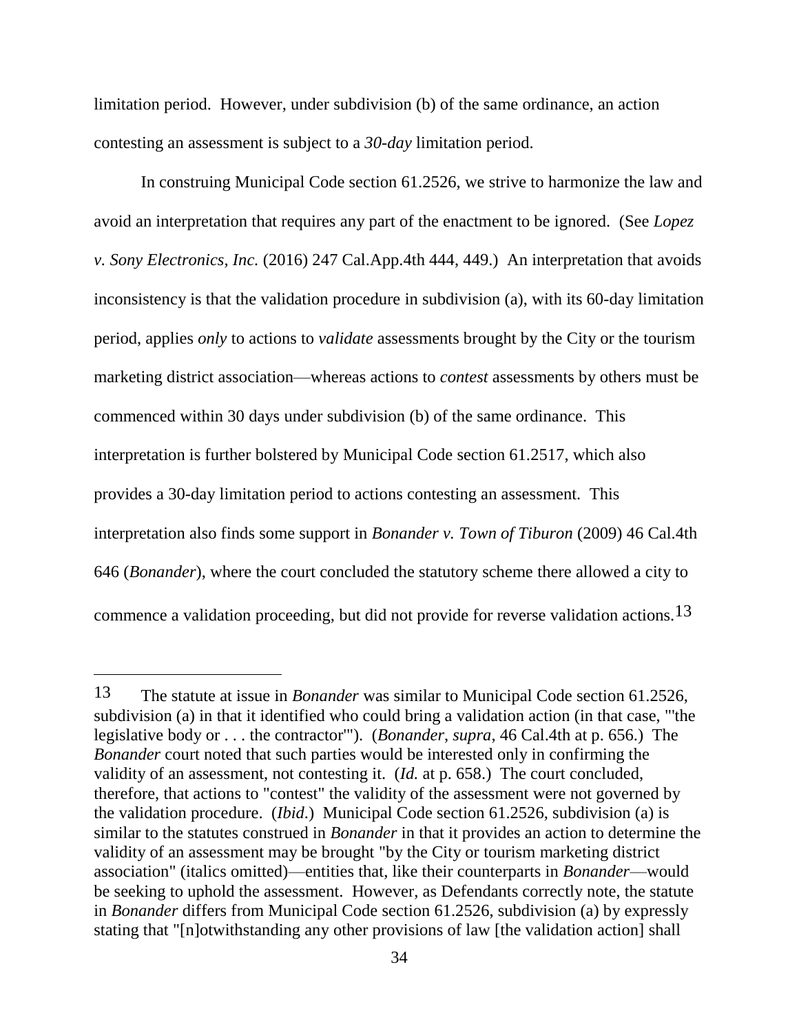limitation period. However, under subdivision (b) of the same ordinance, an action contesting an assessment is subject to a *30-day* limitation period.

In construing Municipal Code section 61.2526, we strive to harmonize the law and avoid an interpretation that requires any part of the enactment to be ignored. (See *Lopez v. Sony Electronics, Inc.* (2016) 247 Cal.App.4th 444, 449.) An interpretation that avoids inconsistency is that the validation procedure in subdivision (a), with its 60-day limitation period, applies *only* to actions to *validate* assessments brought by the City or the tourism marketing district association—whereas actions to *contest* assessments by others must be commenced within 30 days under subdivision (b) of the same ordinance. This interpretation is further bolstered by Municipal Code section 61.2517, which also provides a 30-day limitation period to actions contesting an assessment. This interpretation also finds some support in *Bonander v. Town of Tiburon* (2009) 46 Cal.4th 646 (*Bonander*), where the court concluded the statutory scheme there allowed a city to commence a validation proceeding, but did not provide for reverse validation actions.[13]

---

[13] The statute at issue in *Bonander* was similar to Municipal Code section 61.2526, subdivision (a) in that it identified who could bring a validation action (in that case, "'the legislative body or . . . the contractor'"). (*Bonander*, *supra*, 46 Cal.4th at p. 656.) The *Bonander* court noted that such parties would be interested only in confirming the validity of an assessment, not contesting it. (*Id.* at p. 658.) The court concluded, therefore, that actions to "contest" the validity of the assessment were not governed by the validation procedure. (*Ibid*.) Municipal Code section 61.2526, subdivision (a) is similar to the statutes construed in *Bonander* in that it provides an action to determine the validity of an assessment may be brought "by the City or tourism marketing district association" (italics omitted)—entities that, like their counterparts in *Bonander*—would be seeking to uphold the assessment. However, as Defendants correctly note, the statute in *Bonander* differs from Municipal Code section 61.2526, subdivision (a) by expressly stating that "[n]otwithstanding any other provisions of law [the validation action] shall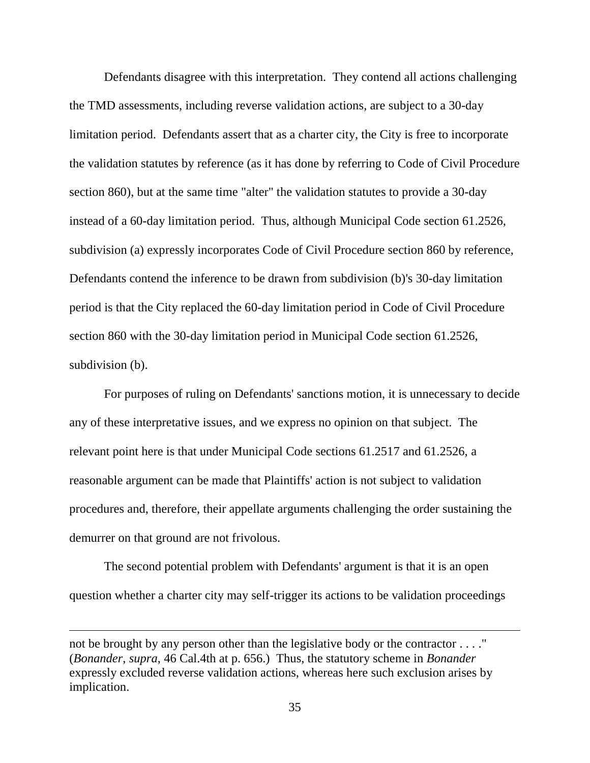Defendants disagree with this interpretation. They contend all actions challenging the TMD assessments, including reverse validation actions, are subject to a 30-day limitation period. Defendants assert that as a charter city, the City is free to incorporate the validation statutes by reference (as it has done by referring to Code of Civil Procedure section 860), but at the same time "alter" the validation statutes to provide a 30-day instead of a 60-day limitation period. Thus, although Municipal Code section 61.2526, subdivision (a) expressly incorporates Code of Civil Procedure section 860 by reference, Defendants contend the inference to be drawn from subdivision (b)'s 30-day limitation period is that the City replaced the 60-day limitation period in Code of Civil Procedure section 860 with the 30-day limitation period in Municipal Code section 61.2526, subdivision (b).

For purposes of ruling on Defendants' sanctions motion, it is unnecessary to decide any of these interpretative issues, and we express no opinion on that subject. The relevant point here is that under Municipal Code sections 61.2517 and 61.2526, a reasonable argument can be made that Plaintiffs' action is not subject to validation procedures and, therefore, their appellate arguments challenging the order sustaining the demurrer on that ground are not frivolous.

The second potential problem with Defendants' argument is that it is an open question whether a charter city may self-trigger its actions to be validation proceedings

---

not be brought by any person other than the legislative body or the contractor . . . ." (*Bonander*, *supra*, 46 Cal.4th at p. 656.) Thus, the statutory scheme in *Bonander* expressly excluded reverse validation actions, whereas here such exclusion arises by implication.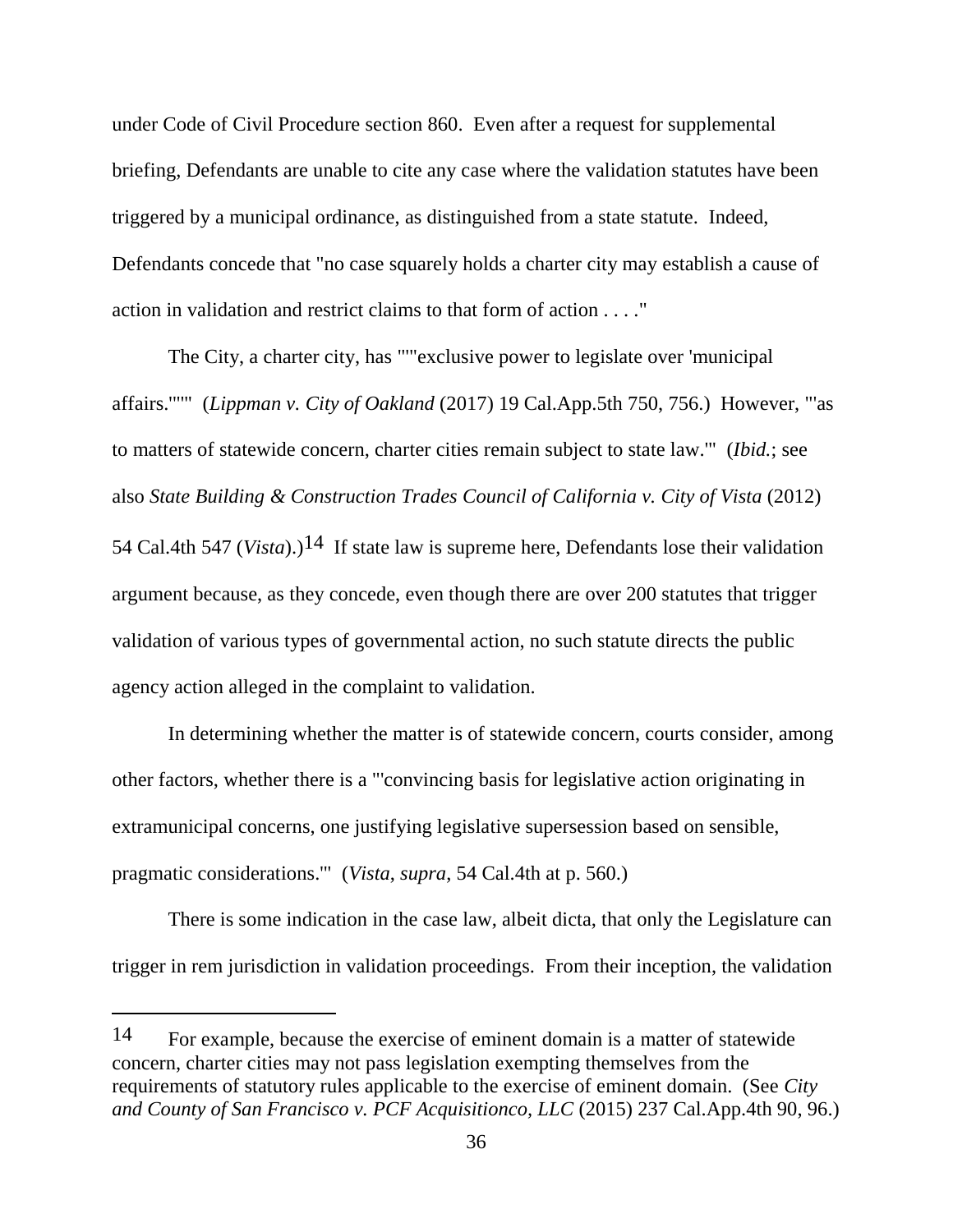under Code of Civil Procedure section 860. Even after a request for supplemental briefing, Defendants are unable to cite any case where the validation statutes have been triggered by a municipal ordinance, as distinguished from a state statute. Indeed, Defendants concede that "no case squarely holds a charter city may establish a cause of action in validation and restrict claims to that form of action . . . ."

The City, a charter city, has """exclusive power to legislate over 'municipal affairs.'""" (*Lippman v. City of Oakland* (2017) 19 Cal.App.5th 750, 756.) However, "'as to matters of statewide concern, charter cities remain subject to state law.'" (*Ibid.*; see also *State Building & Construction Trades Council of California v. City of Vista* (2012) 54 Cal.4th 547 (*Vista*).)[14] If state law is supreme here, Defendants lose their validation argument because, as they concede, even though there are over 200 statutes that trigger validation of various types of governmental action, no such statute directs the public agency action alleged in the complaint to validation.

In determining whether the matter is of statewide concern, courts consider, among other factors, whether there is a "'convincing basis for legislative action originating in extramunicipal concerns, one justifying legislative supersession based on sensible, pragmatic considerations.'" (*Vista*, *supra*, 54 Cal.4th at p. 560.)

There is some indication in the case law, albeit dicta, that only the Legislature can trigger in rem jurisdiction in validation proceedings. From their inception, the validation

---

[14] For example, because the exercise of eminent domain is a matter of statewide concern, charter cities may not pass legislation exempting themselves from the requirements of statutory rules applicable to the exercise of eminent domain. (See *City and County of San Francisco v. PCF Acquisitionco, LLC* (2015) 237 Cal.App.4th 90, 96.)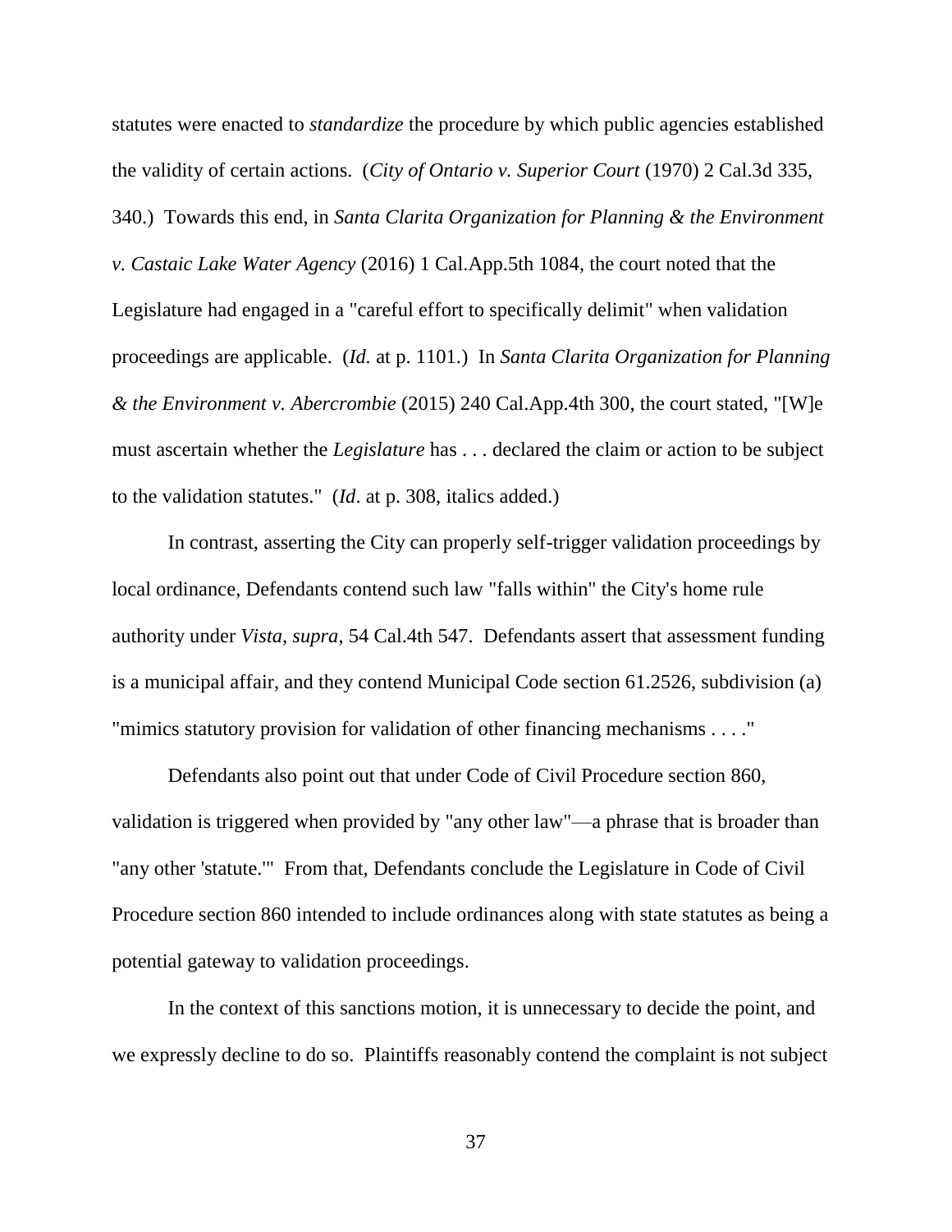statutes were enacted to *standardize* the procedure by which public agencies established the validity of certain actions. (*City of Ontario v. Superior Court* (1970) 2 Cal.3d 335, 340.) Towards this end, in *Santa Clarita Organization for Planning & the Environment v. Castaic Lake Water Agency* (2016) 1 Cal.App.5th 1084, the court noted that the Legislature had engaged in a "careful effort to specifically delimit" when validation proceedings are applicable. (*Id.* at p. 1101.) In *Santa Clarita Organization for Planning & the Environment v. Abercrombie* (2015) 240 Cal.App.4th 300, the court stated, "[W]e must ascertain whether the *Legislature* has . . . declared the claim or action to be subject to the validation statutes." (*Id*. at p. 308, italics added.)

In contrast, asserting the City can properly self-trigger validation proceedings by local ordinance, Defendants contend such law "falls within" the City's home rule authority under *Vista*, *supra*, 54 Cal.4th 547. Defendants assert that assessment funding is a municipal affair, and they contend Municipal Code section 61.2526, subdivision (a) "mimics statutory provision for validation of other financing mechanisms . . . ."

Defendants also point out that under Code of Civil Procedure section 860, validation is triggered when provided by "any other law"—a phrase that is broader than "any other 'statute.'" From that, Defendants conclude the Legislature in Code of Civil Procedure section 860 intended to include ordinances along with state statutes as being a potential gateway to validation proceedings.

In the context of this sanctions motion, it is unnecessary to decide the point, and we expressly decline to do so. Plaintiffs reasonably contend the complaint is not subject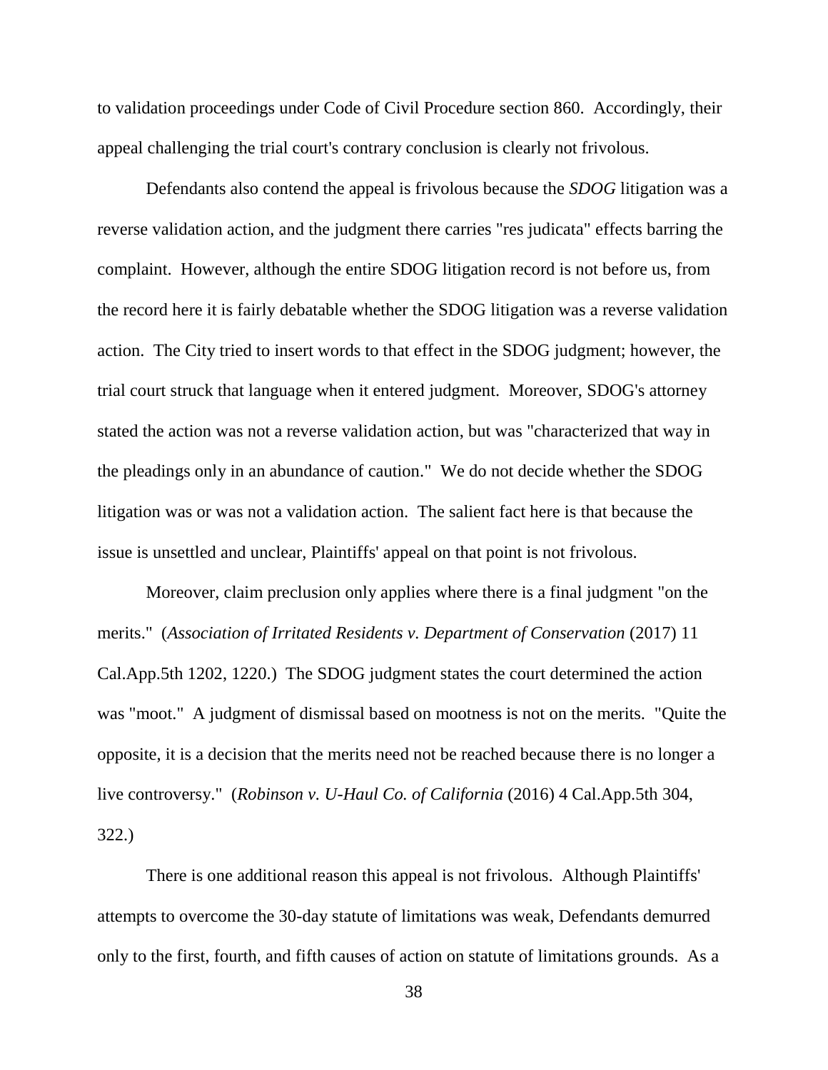to validation proceedings under Code of Civil Procedure section 860. Accordingly, their appeal challenging the trial court's contrary conclusion is clearly not frivolous.

Defendants also contend the appeal is frivolous because the *SDOG* litigation was a reverse validation action, and the judgment there carries "res judicata" effects barring the complaint. However, although the entire SDOG litigation record is not before us, from the record here it is fairly debatable whether the SDOG litigation was a reverse validation action. The City tried to insert words to that effect in the SDOG judgment; however, the trial court struck that language when it entered judgment. Moreover, SDOG's attorney stated the action was not a reverse validation action, but was "characterized that way in the pleadings only in an abundance of caution." We do not decide whether the SDOG litigation was or was not a validation action. The salient fact here is that because the issue is unsettled and unclear, Plaintiffs' appeal on that point is not frivolous.

Moreover, claim preclusion only applies where there is a final judgment "on the merits." (*Association of Irritated Residents v. Department of Conservation* (2017) 11 Cal.App.5th 1202, 1220.) The SDOG judgment states the court determined the action was "moot." A judgment of dismissal based on mootness is not on the merits. "Quite the opposite, it is a decision that the merits need not be reached because there is no longer a live controversy." (*Robinson v. U-Haul Co. of California* (2016) 4 Cal.App.5th 304, 322.)

There is one additional reason this appeal is not frivolous. Although Plaintiffs' attempts to overcome the 30-day statute of limitations was weak, Defendants demurred only to the first, fourth, and fifth causes of action on statute of limitations grounds. As a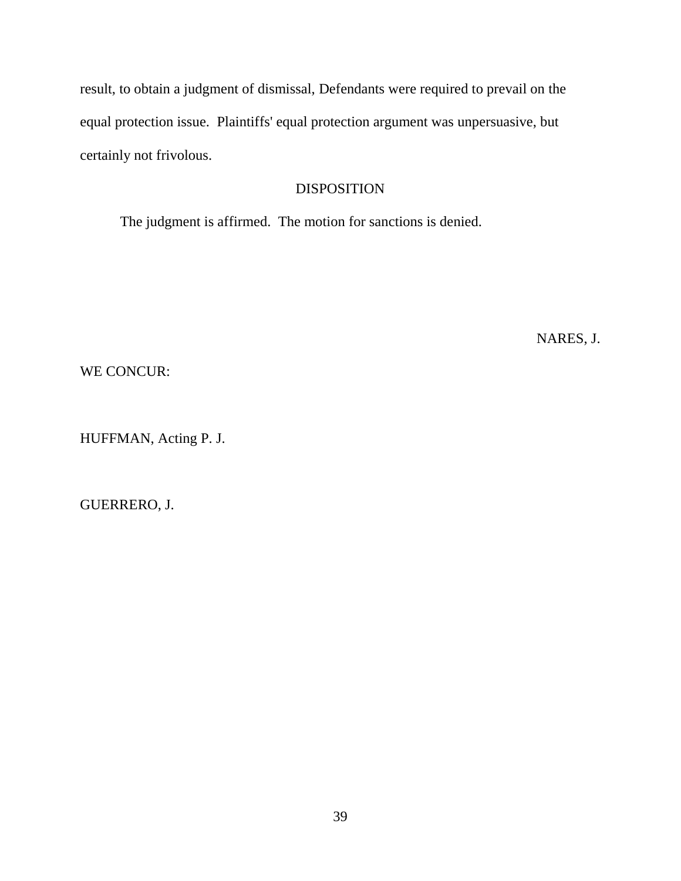result, to obtain a judgment of dismissal, Defendants were required to prevail on the equal protection issue. Plaintiffs' equal protection argument was unpersuasive, but certainly not frivolous.

## DISPOSITION

The judgment is affirmed. The motion for sanctions is denied.

NARES, J.

WE CONCUR:

HUFFMAN, Acting P. J.

GUERRERO, J.